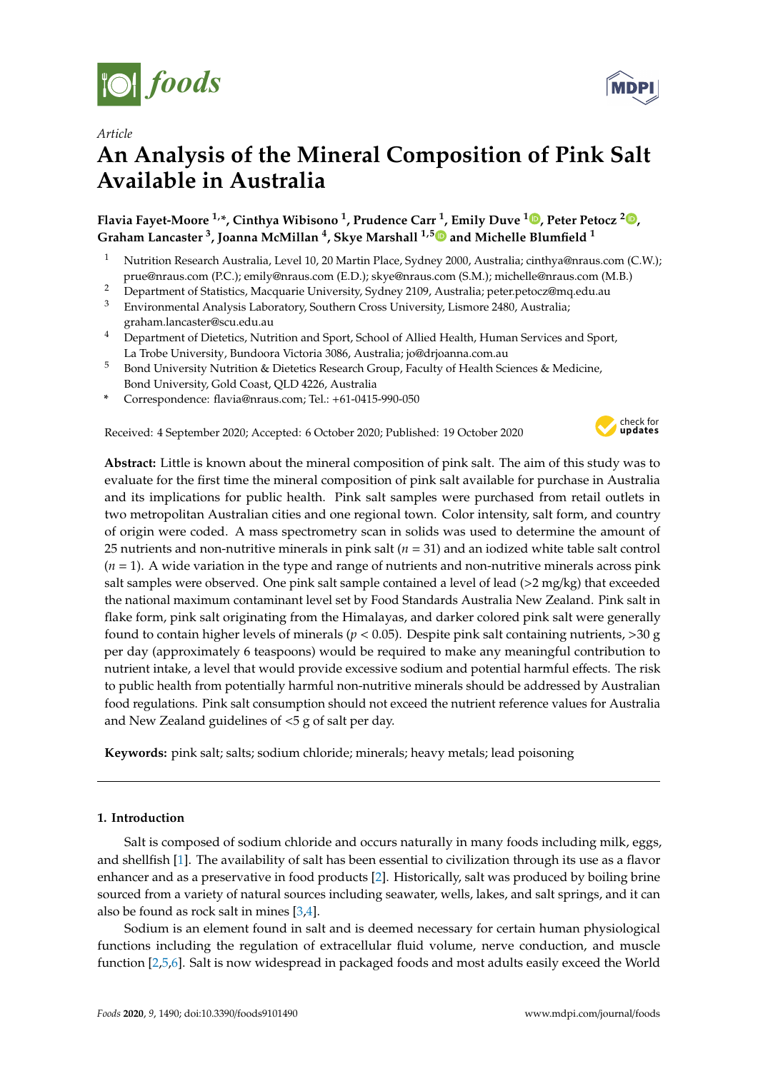*Article*

# An Analysis of the Mineral Composition of Pink Salt Available in Australia

**Flavia Fayet-Moore [1,*], Cinthya Wibisono [1], Prudence Carr [1], Emily Duve [1], Peter Petocz [2], Graham Lancaster [3], Joanna McMillan [4], Skye Marshall [1,5] and Michelle Blumfield [1]**

1. Nutrition Research Australia, Level 10, 20 Martin Place, Sydney 2000, Australia; cinthya@nraus.com (C.W.); prue@nraus.com (P.C.); emily@nraus.com (E.D.); skye@nraus.com (S.M.); michelle@nraus.com (M.B.)
2. Department of Statistics, Macquarie University, Sydney 2109, Australia; peter.petocz@mq.edu.au
3. Environmental Analysis Laboratory, Southern Cross University, Lismore 2480, Australia; graham.lancaster@scu.edu.au
4. Department of Dietetics, Nutrition and Sport, School of Allied Health, Human Services and Sport, La Trobe University, Bundoora Victoria 3086, Australia; jo@drjoanna.com.au
5. Bond University Nutrition & Dietetics Research Group, Faculty of Health Sciences & Medicine, Bond University, Gold Coast, QLD 4226, Australia

\* Correspondence: flavia@nraus.com; Tel.: +61-0415-990-050

Received: 4 September 2020; Accepted: 6 October 2020; Published: 19 October 2020

**Abstract:** Little is known about the mineral composition of pink salt. The aim of this study was to evaluate for the first time the mineral composition of pink salt available for purchase in Australia and its implications for public health. Pink salt samples were purchased from retail outlets in two metropolitan Australian cities and one regional town. Color intensity, salt form, and country of origin were coded. A mass spectrometry scan in solids was used to determine the amount of 25 nutrients and non-nutritive minerals in pink salt ($n = 31$) and an iodized white table salt control ($n = 1$). A wide variation in the type and range of nutrients and non-nutritive minerals across pink salt samples were observed. One pink salt sample contained a level of lead (>2 mg/kg) that exceeded the national maximum contaminant level set by Food Standards Australia New Zealand. Pink salt in flake form, pink salt originating from the Himalayas, and darker colored pink salt were generally found to contain higher levels of minerals ($p < 0.05$). Despite pink salt containing nutrients, >30 g per day (approximately 6 teaspoons) would be required to make any meaningful contribution to nutrient intake, a level that would provide excessive sodium and potential harmful effects. The risk to public health from potentially harmful non-nutritive minerals should be addressed by Australian food regulations. Pink salt consumption should not exceed the nutrient reference values for Australia and New Zealand guidelines of <5 g of salt per day.

**Keywords:** pink salt; salts; sodium chloride; minerals; heavy metals; lead poisoning

## 1. Introduction

Salt is composed of sodium chloride and occurs naturally in many foods including milk, eggs, and shellfish [1]. The availability of salt has been essential to civilization through its use as a flavor enhancer and as a preservative in food products [2]. Historically, salt was produced by boiling brine sourced from a variety of natural sources including seawater, wells, lakes, and salt springs, and it can also be found as rock salt in mines [3,4].

Sodium is an element found in salt and is deemed necessary for certain human physiological functions including the regulation of extracellular fluid volume, nerve conduction, and muscle function [2,5,6]. Salt is now widespread in packaged foods and most adults easily exceed the World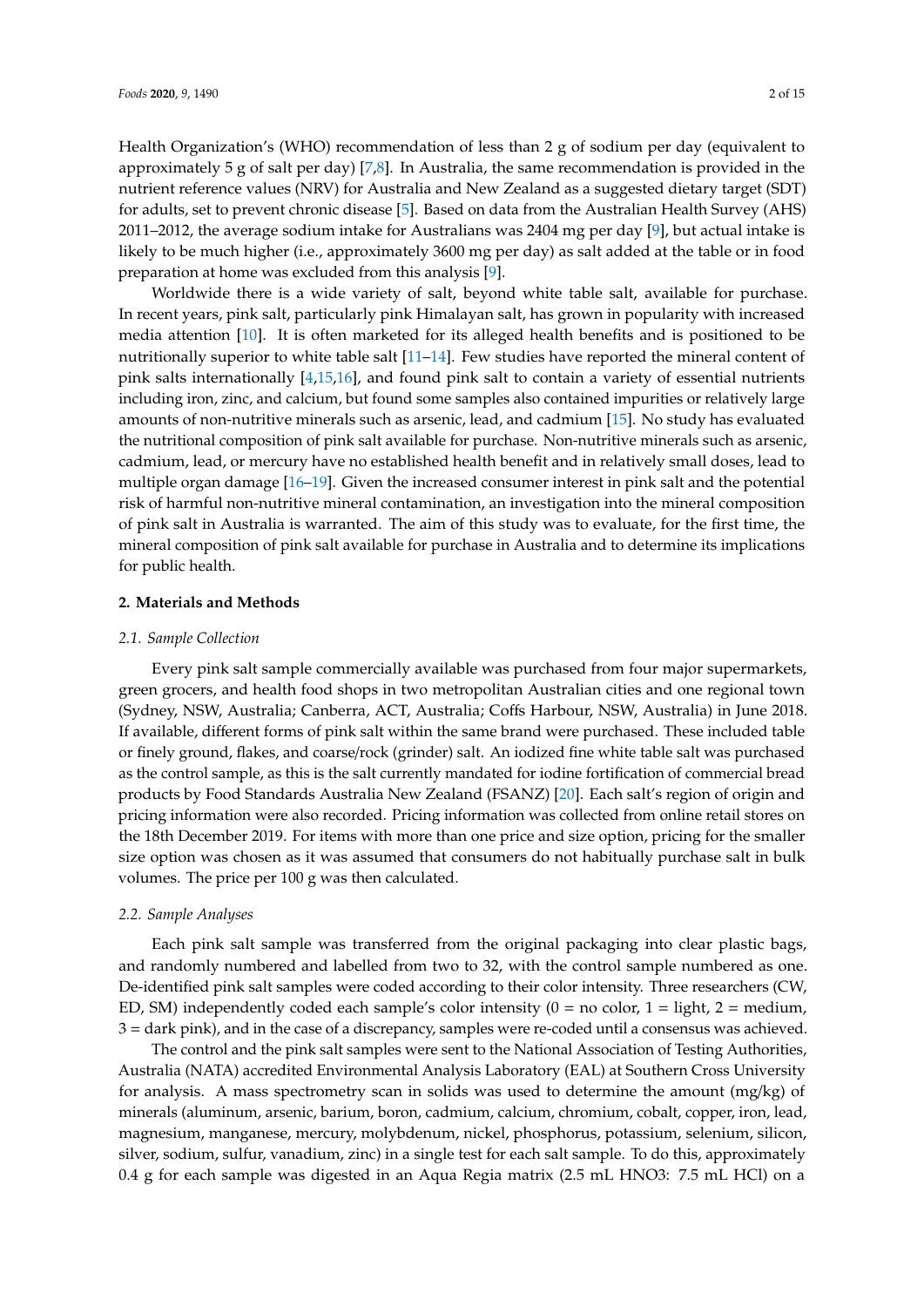Health Organization's (WHO) recommendation of less than 2 g of sodium per day (equivalent to approximately 5 g of salt per day) [7,8]. In Australia, the same recommendation is provided in the nutrient reference values (NRV) for Australia and New Zealand as a suggested dietary target (SDT) for adults, set to prevent chronic disease [5]. Based on data from the Australian Health Survey (AHS) 2011–2012, the average sodium intake for Australians was 2404 mg per day [9], but actual intake is likely to be much higher (i.e., approximately 3600 mg per day) as salt added at the table or in food preparation at home was excluded from this analysis [9].

Worldwide there is a wide variety of salt, beyond white table salt, available for purchase. In recent years, pink salt, particularly pink Himalayan salt, has grown in popularity with increased media attention [10]. It is often marketed for its alleged health benefits and is positioned to be nutritionally superior to white table salt [11–14]. Few studies have reported the mineral content of pink salts internationally [4,15,16], and found pink salt to contain a variety of essential nutrients including iron, zinc, and calcium, but found some samples also contained impurities or relatively large amounts of non-nutritive minerals such as arsenic, lead, and cadmium [15]. No study has evaluated the nutritional composition of pink salt available for purchase. Non-nutritive minerals such as arsenic, cadmium, lead, or mercury have no established health benefit and in relatively small doses, lead to multiple organ damage [16–19]. Given the increased consumer interest in pink salt and the potential risk of harmful non-nutritive mineral contamination, an investigation into the mineral composition of pink salt in Australia is warranted. The aim of this study was to evaluate, for the first time, the mineral composition of pink salt available for purchase in Australia and to determine its implications for public health.

## 2. Materials and Methods

### 2.1. Sample Collection

Every pink salt sample commercially available was purchased from four major supermarkets, green grocers, and health food shops in two metropolitan Australian cities and one regional town (Sydney, NSW, Australia; Canberra, ACT, Australia; Coffs Harbour, NSW, Australia) in June 2018. If available, different forms of pink salt within the same brand were purchased. These included table or finely ground, flakes, and coarse/rock (grinder) salt. An iodized fine white table salt was purchased as the control sample, as this is the salt currently mandated for iodine fortification of commercial bread products by Food Standards Australia New Zealand (FSANZ) [20]. Each salt's region of origin and pricing information were also recorded. Pricing information was collected from online retail stores on the 18th December 2019. For items with more than one price and size option, pricing for the smaller size option was chosen as it was assumed that consumers do not habitually purchase salt in bulk volumes. The price per 100 g was then calculated.

### 2.2. Sample Analyses

Each pink salt sample was transferred from the original packaging into clear plastic bags, and randomly numbered and labelled from two to 32, with the control sample numbered as one. De-identified pink salt samples were coded according to their color intensity. Three researchers (CW, ED, SM) independently coded each sample's color intensity (0 = no color, 1 = light, 2 = medium, 3 = dark pink), and in the case of a discrepancy, samples were re-coded until a consensus was achieved.

The control and the pink salt samples were sent to the National Association of Testing Authorities, Australia (NATA) accredited Environmental Analysis Laboratory (EAL) at Southern Cross University for analysis. A mass spectrometry scan in solids was used to determine the amount (mg/kg) of minerals (aluminum, arsenic, barium, boron, cadmium, calcium, chromium, cobalt, copper, iron, lead, magnesium, manganese, mercury, molybdenum, nickel, phosphorus, potassium, selenium, silicon, silver, sodium, sulfur, vanadium, zinc) in a single test for each salt sample. To do this, approximately 0.4 g for each sample was digested in an Aqua Regia matrix (2.5 mL $HNO_3$: 7.5 mL HCl) on a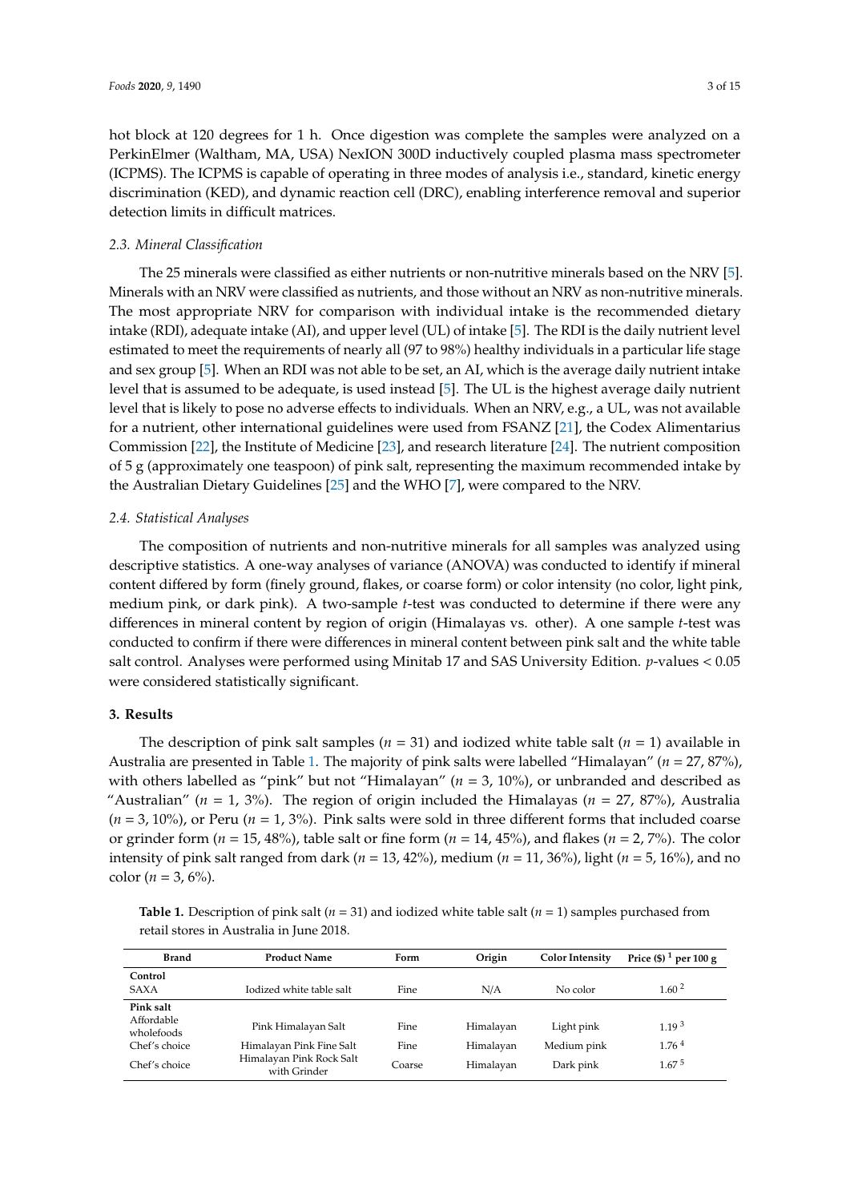hot block at 120 degrees for 1 h. Once digestion was complete the samples were analyzed on a PerkinElmer (Waltham, MA, USA) NexION 300D inductively coupled plasma mass spectrometer (ICPMS). The ICPMS is capable of operating in three modes of analysis i.e., standard, kinetic energy discrimination (KED), and dynamic reaction cell (DRC), enabling interference removal and superior detection limits in difficult matrices.

### 2.3. Mineral Classification

The 25 minerals were classified as either nutrients or non-nutritive minerals based on the NRV [5]. Minerals with an NRV were classified as nutrients, and those without an NRV as non-nutritive minerals. The most appropriate NRV for comparison with individual intake is the recommended dietary intake (RDI), adequate intake (AI), and upper level (UL) of intake [5]. The RDI is the daily nutrient level estimated to meet the requirements of nearly all (97 to 98%) healthy individuals in a particular life stage and sex group [5]. When an RDI was not able to be set, an AI, which is the average daily nutrient intake level that is assumed to be adequate, is used instead [5]. The UL is the highest average daily nutrient level that is likely to pose no adverse effects to individuals. When an NRV, e.g., a UL, was not available for a nutrient, other international guidelines were used from FSANZ [21], the Codex Alimentarius Commission [22], the Institute of Medicine [23], and research literature [24]. The nutrient composition of 5 g (approximately one teaspoon) of pink salt, representing the maximum recommended intake by the Australian Dietary Guidelines [25] and the WHO [7], were compared to the NRV.

### 2.4. Statistical Analyses

The composition of nutrients and non-nutritive minerals for all samples was analyzed using descriptive statistics. A one-way analyses of variance (ANOVA) was conducted to identify if mineral content differed by form (finely ground, flakes, or coarse form) or color intensity (no color, light pink, medium pink, or dark pink). A two-sample *t*-test was conducted to determine if there were any differences in mineral content by region of origin (Himalayas vs. other). A one sample *t*-test was conducted to confirm if there were differences in mineral content between pink salt and the white table salt control. Analyses were performed using Minitab 17 and SAS University Edition. $p$-values < 0.05 were considered statistically significant.

## 3. Results

The description of pink salt samples ($n$ = 31) and iodized white table salt ($n$ = 1) available in Australia are presented in Table 1. The majority of pink salts were labelled "Himalayan" ($n$ = 27, 87%), with others labelled as "pink" but not "Himalayan" ($n$ = 3, 10%), or unbranded and described as "Australian" ($n$ = 1, 3%). The region of origin included the Himalayas ($n$ = 27, 87%), Australia ($n$ = 3, 10%), or Peru ($n$ = 1, 3%). Pink salts were sold in three different forms that included coarse or grinder form ($n$ = 15, 48%), table salt or fine form ($n$ = 14, 45%), and flakes ($n$ = 2, 7%). The color intensity of pink salt ranged from dark ($n$ = 13, 42%), medium ($n$ = 11, 36%), light ($n$ = 5, 16%), and no color ($n$ = 3, 6%).

**Table 1.** Description of pink salt ($n$ = 31) and iodized white table salt ($n$ = 1) samples purchased from retail stores in Australia in June 2018.

| Brand | Product Name | Form | Origin | Color Intensity | Price ($) [1] per 100 g |
|---|---|---|---|---|---|
| **Control** | | | | | |
| SAXA | Iodized white table salt | Fine | N/A | No color | 1.60 [2] |
| **Pink salt** | | | | | |
| Affordable wholefoods | Pink Himalayan Salt | Fine | Himalayan | Light pink | 1.19 [3] |
| Chef's choice | Himalayan Pink Fine Salt | Fine | Himalayan | Medium pink | 1.76 [4] |
| Chef's choice | Himalayan Pink Rock Salt with Grinder | Coarse | Himalayan | Dark pink | 1.67 [5] |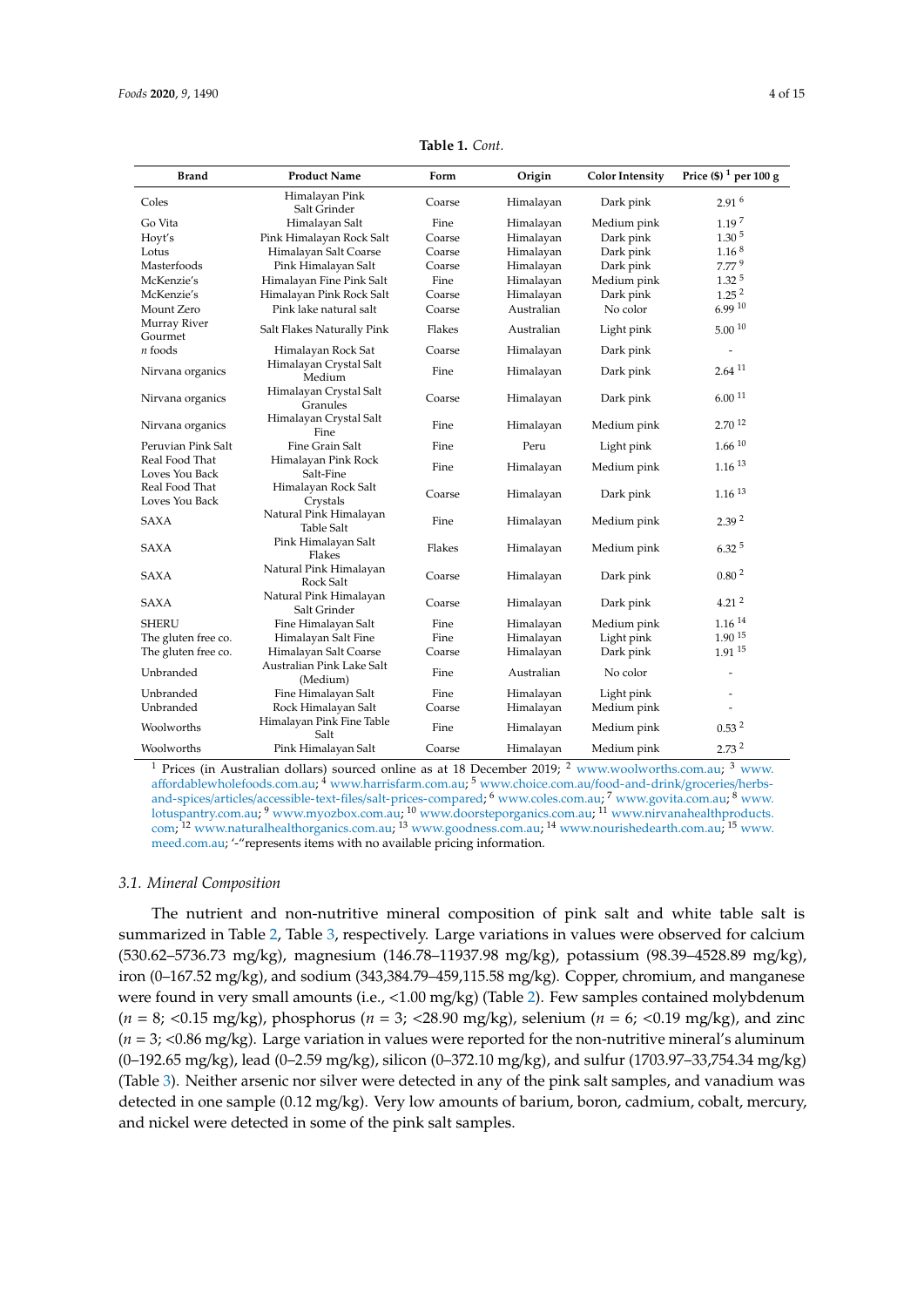**Table 1.** *Cont.*

| Brand | Product Name | Form | Origin | Color Intensity | Price ($) [1] per 100 g |
|---|---|---|---|---|---|
| Coles | Himalayan Pink Salt Grinder | Coarse | Himalayan | Dark pink | 2.91 [6] |
| Go Vita | Himalayan Salt | Fine | Himalayan | Medium pink | 1.19 [7] |
| Hoyt's | Pink Himalayan Rock Salt | Coarse | Himalayan | Dark pink | 1.30 [5] |
| Lotus | Himalayan Salt Coarse | Coarse | Himalayan | Dark pink | 1.16 [8] |
| Masterfoods | Pink Himalayan Salt | Coarse | Himalayan | Dark pink | 7.77 [9] |
| McKenzie's | Himalayan Fine Pink Salt | Fine | Himalayan | Medium pink | 1.32 [5] |
| McKenzie's | Himalayan Pink Rock Salt | Coarse | Himalayan | Dark pink | 1.25 [2] |
| Mount Zero | Pink lake natural salt | Coarse | Australian | No color | 6.99 [10] |
| Murray River Gourmet | Salt Flakes Naturally Pink | Flakes | Australian | Light pink | 5.00 [10] |
| *n* foods | Himalayan Rock Sat | Coarse | Himalayan | Dark pink | - |
| Nirvana organics | Himalayan Crystal Salt Medium | Fine | Himalayan | Dark pink | 2.64 [11] |
| Nirvana organics | Himalayan Crystal Salt Granules | Coarse | Himalayan | Dark pink | 6.00 [11] |
| Nirvana organics | Himalayan Crystal Salt Fine | Fine | Himalayan | Medium pink | 2.70 [12] |
| Peruvian Pink Salt | Fine Grain Salt | Fine | Peru | Light pink | 1.66 [10] |
| Real Food That Loves You Back | Himalayan Pink Rock Salt-Fine | Fine | Himalayan | Medium pink | 1.16 [13] |
| Real Food That Loves You Back | Himalayan Rock Salt Crystals | Coarse | Himalayan | Dark pink | 1.16 [13] |
| SAXA | Natural Pink Himalayan Table Salt | Fine | Himalayan | Medium pink | 2.39 [2] |
| SAXA | Pink Himalayan Salt Flakes | Flakes | Himalayan | Medium pink | 6.32 [5] |
| SAXA | Natural Pink Himalayan Rock Salt | Coarse | Himalayan | Dark pink | 0.80 [2] |
| SAXA | Natural Pink Himalayan Salt Grinder | Coarse | Himalayan | Dark pink | 4.21 [2] |
| SHERU | Fine Himalayan Salt | Fine | Himalayan | Medium pink | 1.16 [14] |
| The gluten free co. | Himalayan Salt Fine | Fine | Himalayan | Light pink | 1.90 [15] |
| The gluten free co. | Himalayan Salt Coarse | Coarse | Himalayan | Dark pink | 1.91 [15] |
| Unbranded | Australian Pink Lake Salt (Medium) | Fine | Australian | No color | - |
| Unbranded | Fine Himalayan Salt | Fine | Himalayan | Light pink | - |
| Unbranded | Rock Himalayan Salt | Coarse | Himalayan | Medium pink | - |
| Woolworths | Himalayan Pink Fine Table Salt | Fine | Himalayan | Medium pink | 0.53 [2] |
| Woolworths | Pink Himalayan Salt | Coarse | Himalayan | Medium pink | 2.73 [2] |

[1] Prices (in Australian dollars) sourced online as at 18 December 2019; [2] www.woolworths.com.au; [3] www.affordablewholefoods.com.au; [4] www.harrisfarm.com.au; [5] www.choice.com.au/food-and-drink/groceries/herbs-and-spices/articles/accessible-text-files/salt-prices-compared; [6] www.coles.com.au; [7] www.govita.com.au; [8] www.lotuspantry.com.au; [9] www.myozbox.com.au; [10] www.doorsteporganics.com.au; [11] www.nirvanahealthproducts.com; [12] www.naturalhealthorganics.com.au; [13] www.goodness.com.au; [14] www.nourishedearth.com.au; [15] www.meed.com.au; '-"represents items with no available pricing information.

### 3.1. Mineral Composition

The nutrient and non-nutritive mineral composition of pink salt and white table salt is summarized in Table 2, Table 3, respectively. Large variations in values were observed for calcium (530.62–5736.73 mg/kg), magnesium (146.78–11937.98 mg/kg), potassium (98.39–4528.89 mg/kg), iron (0–167.52 mg/kg), and sodium (343,384.79–459,115.58 mg/kg). Copper, chromium, and manganese were found in very small amounts (i.e., <1.00 mg/kg) (Table 2). Few samples contained molybdenum ($n$ = 8; <0.15 mg/kg), phosphorus ($n$ = 3; <28.90 mg/kg), selenium ($n$ = 6; <0.19 mg/kg), and zinc ($n$ = 3; <0.86 mg/kg). Large variation in values were reported for the non-nutritive mineral's aluminum (0–192.65 mg/kg), lead (0–2.59 mg/kg), silicon (0–372.10 mg/kg), and sulfur (1703.97–33,754.34 mg/kg) (Table 3). Neither arsenic nor silver were detected in any of the pink salt samples, and vanadium was detected in one sample (0.12 mg/kg). Very low amounts of barium, boron, cadmium, cobalt, mercury, and nickel were detected in some of the pink salt samples.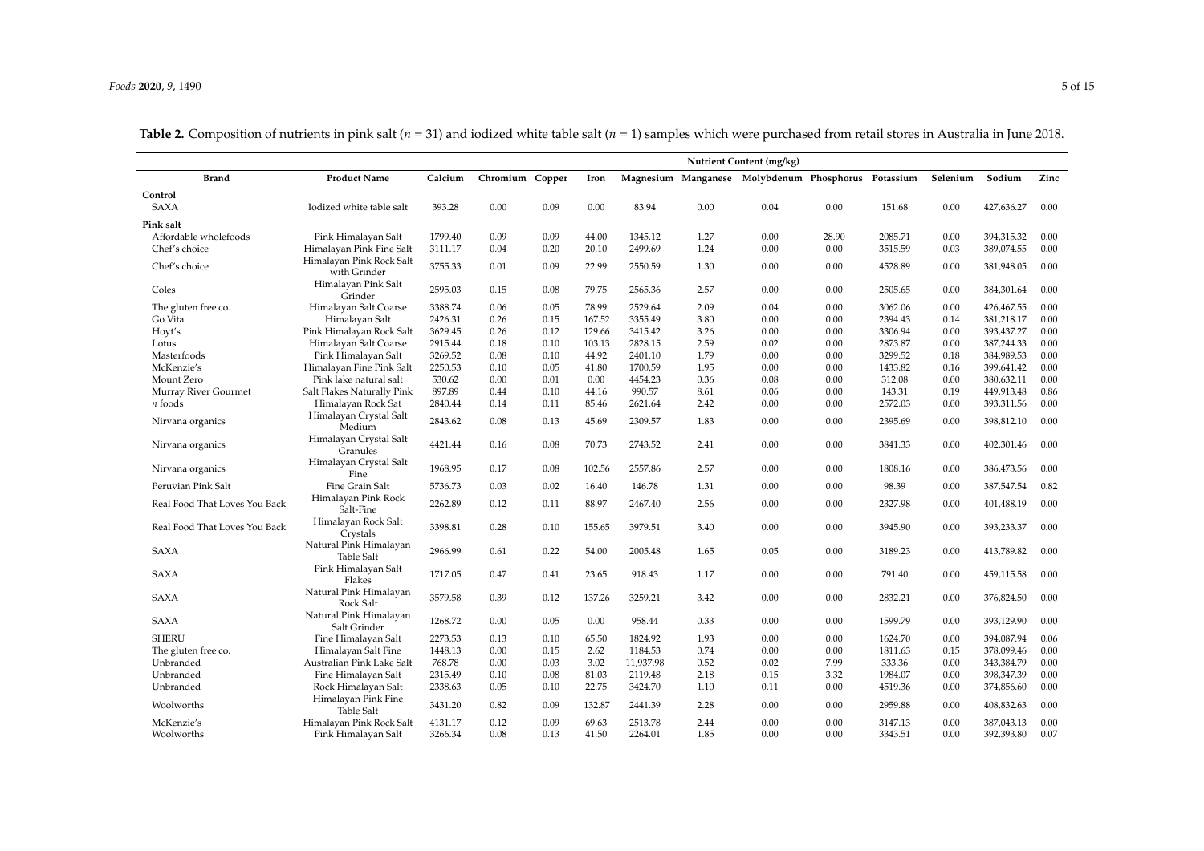**Table 2.** Composition of nutrients in pink salt ($n$ = 31) and iodized white table salt ($n$ = 1) samples which were purchased from retail stores in Australia in June 2018.

| | | Nutrient Content (mg/kg) | | | | | | | | | | | |
|---|---|---|---|---|---|---|---|---|---|---|---|---|---|
| **Brand** | **Product Name** | **Calcium** | **Chromium** | **Copper** | **Iron** | **Magnesium** | **Manganese** | **Molybdenum** | **Phosphorus** | **Potassium** | **Selenium** | **Sodium** | **Zinc** |
| **Control** | | | | | | | | | | | | | |
| SAXA | Iodized white table salt | 393.28 | 0.00 | 0.09 | 0.00 | 83.94 | 0.00 | 0.04 | 0.00 | 151.68 | 0.00 | 427,636.27 | 0.00 |
| **Pink salt** | | | | | | | | | | | | | |
| Affordable wholefoods | Pink Himalayan Salt | 1799.40 | 0.09 | 0.09 | 44.00 | 1345.12 | 1.27 | 0.00 | 28.90 | 2085.71 | 0.00 | 394,315.32 | 0.00 |
| Chef's choice | Himalayan Pink Fine Salt | 3111.17 | 0.04 | 0.20 | 20.10 | 2499.69 | 1.24 | 0.00 | 0.00 | 3515.59 | 0.03 | 389,074.55 | 0.00 |
| Chef's choice | Himalayan Pink Rock Salt with Grinder | 3755.33 | 0.01 | 0.09 | 22.99 | 2550.59 | 1.30 | 0.00 | 0.00 | 4528.89 | 0.00 | 381,948.05 | 0.00 |
| Coles | Himalayan Pink Salt Grinder | 2595.03 | 0.15 | 0.08 | 79.75 | 2565.36 | 2.57 | 0.00 | 0.00 | 2505.65 | 0.00 | 384,301.64 | 0.00 |
| The gluten free co. | Himalayan Salt Coarse | 3388.74 | 0.06 | 0.05 | 78.99 | 2529.64 | 2.09 | 0.04 | 0.00 | 3062.06 | 0.00 | 426,467.55 | 0.00 |
| Go Vita | Himalayan Salt | 2426.31 | 0.26 | 0.15 | 167.52 | 3355.49 | 3.80 | 0.00 | 0.00 | 2394.43 | 0.14 | 381,218.17 | 0.00 |
| Hoyt's | Pink Himalayan Rock Salt | 3629.45 | 0.26 | 0.12 | 129.66 | 3415.42 | 3.26 | 0.00 | 0.00 | 3306.94 | 0.00 | 393,437.27 | 0.00 |
| Lotus | Himalayan Salt Coarse | 2915.44 | 0.18 | 0.10 | 103.13 | 2828.15 | 2.59 | 0.02 | 0.00 | 2873.87 | 0.00 | 387,244.33 | 0.00 |
| Masterfoods | Pink Himalayan Salt | 3269.52 | 0.08 | 0.10 | 44.92 | 2401.10 | 1.79 | 0.00 | 0.00 | 3299.52 | 0.18 | 384,989.53 | 0.00 |
| McKenzie's | Himalayan Fine Pink Salt | 2250.53 | 0.10 | 0.05 | 41.80 | 1700.59 | 1.95 | 0.00 | 0.00 | 1433.82 | 0.16 | 399,641.42 | 0.00 |
| Mount Zero | Pink lake natural salt | 530.62 | 0.00 | 0.01 | 0.00 | 4454.23 | 0.36 | 0.08 | 0.00 | 312.08 | 0.00 | 380,632.11 | 0.00 |
| Murray River Gourmet | Salt Flakes Naturally Pink | 897.89 | 0.44 | 0.10 | 44.16 | 990.57 | 8.61 | 0.06 | 0.00 | 143.31 | 0.19 | 449,913.48 | 0.86 |
| *n* foods | Himalayan Rock Sat | 2840.44 | 0.14 | 0.11 | 85.46 | 2621.64 | 2.42 | 0.00 | 0.00 | 2572.03 | 0.00 | 393,311.56 | 0.00 |
| Nirvana organics | Himalayan Crystal Salt Medium | 2843.62 | 0.08 | 0.13 | 45.69 | 2309.57 | 1.83 | 0.00 | 0.00 | 2395.69 | 0.00 | 398,812.10 | 0.00 |
| Nirvana organics | Himalayan Crystal Salt Granules | 4421.44 | 0.16 | 0.08 | 70.73 | 2743.52 | 2.41 | 0.00 | 0.00 | 3841.33 | 0.00 | 402,301.46 | 0.00 |
| Nirvana organics | Himalayan Crystal Salt Fine | 1968.95 | 0.17 | 0.08 | 102.56 | 2557.86 | 2.57 | 0.00 | 0.00 | 1808.16 | 0.00 | 386,473.56 | 0.00 |
| Peruvian Pink Salt | Fine Grain Salt | 5736.73 | 0.03 | 0.02 | 16.40 | 146.78 | 1.31 | 0.00 | 0.00 | 98.39 | 0.00 | 387,547.54 | 0.82 |
| Real Food That Loves You Back | Himalayan Pink Rock Salt-Fine | 2262.89 | 0.12 | 0.11 | 88.97 | 2467.40 | 2.56 | 0.00 | 0.00 | 2327.98 | 0.00 | 401,488.19 | 0.00 |
| Real Food That Loves You Back | Himalayan Rock Salt Crystals | 3398.81 | 0.28 | 0.10 | 155.65 | 3979.51 | 3.40 | 0.00 | 0.00 | 3945.90 | 0.00 | 393,233.37 | 0.00 |
| SAXA | Natural Pink Himalayan Table Salt | 2966.99 | 0.61 | 0.22 | 54.00 | 2005.48 | 1.65 | 0.05 | 0.00 | 3189.23 | 0.00 | 413,789.82 | 0.00 |
| SAXA | Pink Himalayan Salt Flakes | 1717.05 | 0.47 | 0.41 | 23.65 | 918.43 | 1.17 | 0.00 | 0.00 | 791.40 | 0.00 | 459,115.58 | 0.00 |
| SAXA | Natural Pink Himalayan Rock Salt | 3579.58 | 0.39 | 0.12 | 137.26 | 3259.21 | 3.42 | 0.00 | 0.00 | 2832.21 | 0.00 | 376,824.50 | 0.00 |
| SAXA | Natural Pink Himalayan Salt Grinder | 1268.72 | 0.00 | 0.05 | 0.00 | 958.44 | 0.33 | 0.00 | 0.00 | 1599.79 | 0.00 | 393,129.90 | 0.00 |
| SHERU | Fine Himalayan Salt | 2273.53 | 0.13 | 0.10 | 65.50 | 1824.92 | 1.93 | 0.00 | 0.00 | 1624.70 | 0.00 | 394,087.94 | 0.06 |
| The gluten free co. | Himalayan Salt Fine | 1448.13 | 0.00 | 0.15 | 2.62 | 1184.53 | 0.74 | 0.00 | 0.00 | 1811.63 | 0.15 | 378,099.46 | 0.00 |
| Unbranded | Australian Pink Lake Salt | 768.78 | 0.00 | 0.03 | 3.02 | 11,937.98 | 0.52 | 0.02 | 7.99 | 333.36 | 0.00 | 343,384.79 | 0.00 |
| Unbranded | Fine Himalayan Salt | 2315.49 | 0.10 | 0.08 | 81.03 | 2119.48 | 2.18 | 0.15 | 3.32 | 1984.07 | 0.00 | 398,347.39 | 0.00 |
| Unbranded | Rock Himalayan Salt | 2338.63 | 0.05 | 0.10 | 22.75 | 3424.70 | 1.10 | 0.11 | 0.00 | 4519.36 | 0.00 | 374,856.60 | 0.00 |
| Woolworths | Himalayan Pink Fine Table Salt | 3431.20 | 0.82 | 0.09 | 132.87 | 2441.39 | 2.28 | 0.00 | 0.00 | 2959.88 | 0.00 | 408,832.63 | 0.00 |
| McKenzie's | Himalayan Pink Rock Salt | 4131.17 | 0.12 | 0.09 | 69.63 | 2513.78 | 2.44 | 0.00 | 0.00 | 3147.13 | 0.00 | 387,043.13 | 0.00 |
| Woolworths | Pink Himalayan Salt | 3266.34 | 0.08 | 0.13 | 41.50 | 2264.01 | 1.85 | 0.00 | 0.00 | 3343.51 | 0.00 | 392,393.80 | 0.07 |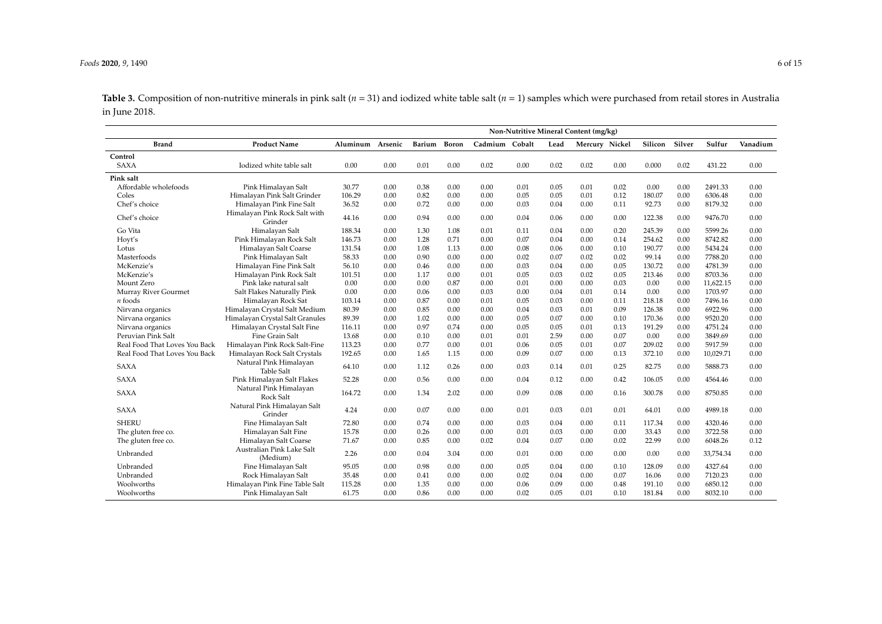**Table 3.** Composition of non-nutritive minerals in pink salt ($n$ = 31) and iodized white table salt ($n$ = 1) samples which were purchased from retail stores in Australia in June 2018.

| | | Non-Nutritive Mineral Content (mg/kg) | | | | | | | | | | | | |
|---|---|---|---|---|---|---|---|---|---|---|---|---|---|---|
| **Brand** | **Product Name** | **Aluminum** | **Arsenic** | **Barium** | **Boron** | **Cadmium** | **Cobalt** | **Lead** | **Mercury** | **Nickel** | **Silicon** | **Silver** | **Sulfur** | **Vanadium** |
| **Control** | | | | | | | | | | | | | | |
| SAXA | Iodized white table salt | 0.00 | 0.00 | 0.01 | 0.00 | 0.02 | 0.00 | 0.02 | 0.02 | 0.00 | 0.000 | 0.02 | 431.22 | 0.00 |
| **Pink salt** | | | | | | | | | | | | | | |
| Affordable wholefoods | Pink Himalayan Salt | 30.77 | 0.00 | 0.38 | 0.00 | 0.00 | 0.01 | 0.05 | 0.01 | 0.02 | 0.00 | 0.00 | 2491.33 | 0.00 |
| Coles | Himalayan Pink Salt Grinder | 106.29 | 0.00 | 0.82 | 0.00 | 0.00 | 0.05 | 0.05 | 0.01 | 0.12 | 180.07 | 0.00 | 6306.48 | 0.00 |
| Chef's choice | Himalayan Pink Fine Salt | 36.52 | 0.00 | 0.72 | 0.00 | 0.00 | 0.03 | 0.04 | 0.00 | 0.11 | 92.73 | 0.00 | 8179.32 | 0.00 |
| Chef's choice | Himalayan Pink Rock Salt with Grinder | 44.16 | 0.00 | 0.94 | 0.00 | 0.00 | 0.04 | 0.06 | 0.00 | 0.00 | 122.38 | 0.00 | 9476.70 | 0.00 |
| Go Vita | Himalayan Salt | 188.34 | 0.00 | 1.30 | 1.08 | 0.01 | 0.11 | 0.04 | 0.00 | 0.20 | 245.39 | 0.00 | 5599.26 | 0.00 |
| Hoyt's | Pink Himalayan Rock Salt | 146.73 | 0.00 | 1.28 | 0.71 | 0.00 | 0.07 | 0.04 | 0.00 | 0.14 | 254.62 | 0.00 | 8742.82 | 0.00 |
| Lotus | Himalayan Salt Coarse | 131.54 | 0.00 | 1.08 | 1.13 | 0.00 | 0.08 | 0.06 | 0.00 | 0.10 | 190.77 | 0.00 | 5434.24 | 0.00 |
| Masterfoods | Pink Himalayan Salt | 58.33 | 0.00 | 0.90 | 0.00 | 0.00 | 0.02 | 0.07 | 0.02 | 0.02 | 99.14 | 0.00 | 7788.20 | 0.00 |
| McKenzie's | Himalayan Fine Pink Salt | 56.10 | 0.00 | 0.46 | 0.00 | 0.00 | 0.03 | 0.04 | 0.00 | 0.05 | 130.72 | 0.00 | 4781.39 | 0.00 |
| McKenzie's | Himalayan Pink Rock Salt | 101.51 | 0.00 | 1.17 | 0.00 | 0.01 | 0.05 | 0.03 | 0.02 | 0.05 | 213.46 | 0.00 | 8703.36 | 0.00 |
| Mount Zero | Pink lake natural salt | 0.00 | 0.00 | 0.00 | 0.87 | 0.00 | 0.01 | 0.00 | 0.00 | 0.03 | 0.00 | 0.00 | 11,622.15 | 0.00 |
| Murray River Gourmet | Salt Flakes Naturally Pink | 0.00 | 0.00 | 0.06 | 0.00 | 0.03 | 0.00 | 0.04 | 0.01 | 0.14 | 0.00 | 0.00 | 1703.97 | 0.00 |
| *n* foods | Himalayan Rock Sat | 103.14 | 0.00 | 0.87 | 0.00 | 0.01 | 0.05 | 0.03 | 0.00 | 0.11 | 218.18 | 0.00 | 7496.16 | 0.00 |
| Nirvana organics | Himalayan Crystal Salt Medium | 80.39 | 0.00 | 0.85 | 0.00 | 0.00 | 0.04 | 0.03 | 0.01 | 0.09 | 126.38 | 0.00 | 6922.96 | 0.00 |
| Nirvana organics | Himalayan Crystal Salt Granules | 89.39 | 0.00 | 1.02 | 0.00 | 0.00 | 0.05 | 0.07 | 0.00 | 0.10 | 170.36 | 0.00 | 9520.20 | 0.00 |
| Nirvana organics | Himalayan Crystal Salt Fine | 116.11 | 0.00 | 0.97 | 0.74 | 0.00 | 0.05 | 0.05 | 0.01 | 0.13 | 191.29 | 0.00 | 4751.24 | 0.00 |
| Peruvian Pink Salt | Fine Grain Salt | 13.68 | 0.00 | 0.10 | 0.00 | 0.01 | 0.01 | 2.59 | 0.00 | 0.07 | 0.00 | 0.00 | 3849.69 | 0.00 |
| Real Food That Loves You Back | Himalayan Pink Rock Salt-Fine | 113.23 | 0.00 | 0.77 | 0.00 | 0.01 | 0.06 | 0.05 | 0.01 | 0.07 | 209.02 | 0.00 | 5917.59 | 0.00 |
| Real Food That Loves You Back | Himalayan Rock Salt Crystals | 192.65 | 0.00 | 1.65 | 1.15 | 0.00 | 0.09 | 0.07 | 0.00 | 0.13 | 372.10 | 0.00 | 10,029.71 | 0.00 |
| SAXA | Natural Pink Himalayan Table Salt | 64.10 | 0.00 | 1.12 | 0.26 | 0.00 | 0.03 | 0.14 | 0.01 | 0.25 | 82.75 | 0.00 | 5888.73 | 0.00 |
| SAXA | Pink Himalayan Salt Flakes | 52.28 | 0.00 | 0.56 | 0.00 | 0.00 | 0.04 | 0.12 | 0.00 | 0.42 | 106.05 | 0.00 | 4564.46 | 0.00 |
| SAXA | Natural Pink Himalayan Rock Salt | 164.72 | 0.00 | 1.34 | 2.02 | 0.00 | 0.09 | 0.08 | 0.00 | 0.16 | 300.78 | 0.00 | 8750.85 | 0.00 |
| SAXA | Natural Pink Himalayan Salt Grinder | 4.24 | 0.00 | 0.07 | 0.00 | 0.00 | 0.01 | 0.03 | 0.01 | 0.01 | 64.01 | 0.00 | 4989.18 | 0.00 |
| SHERU | Fine Himalayan Salt | 72.80 | 0.00 | 0.74 | 0.00 | 0.00 | 0.03 | 0.04 | 0.00 | 0.11 | 117.34 | 0.00 | 4320.46 | 0.00 |
| The gluten free co. | Himalayan Salt Fine | 15.78 | 0.00 | 0.26 | 0.00 | 0.00 | 0.01 | 0.03 | 0.00 | 0.00 | 33.43 | 0.00 | 3722.58 | 0.00 |
| The gluten free co. | Himalayan Salt Coarse | 71.67 | 0.00 | 0.85 | 0.00 | 0.02 | 0.04 | 0.07 | 0.00 | 0.02 | 22.99 | 0.00 | 6048.26 | 0.12 |
| Unbranded | Australian Pink Lake Salt (Medium) | 2.26 | 0.00 | 0.04 | 3.04 | 0.00 | 0.01 | 0.00 | 0.00 | 0.00 | 0.00 | 0.00 | 33,754.34 | 0.00 |
| Unbranded | Fine Himalayan Salt | 95.05 | 0.00 | 0.98 | 0.00 | 0.00 | 0.05 | 0.04 | 0.00 | 0.10 | 128.09 | 0.00 | 4327.64 | 0.00 |
| Unbranded | Rock Himalayan Salt | 35.48 | 0.00 | 0.41 | 0.00 | 0.00 | 0.02 | 0.04 | 0.00 | 0.07 | 16.06 | 0.00 | 7120.23 | 0.00 |
| Woolworths | Himalayan Pink Fine Table Salt | 115.28 | 0.00 | 1.35 | 0.00 | 0.00 | 0.06 | 0.09 | 0.00 | 0.48 | 191.10 | 0.00 | 6850.12 | 0.00 |
| Woolworths | Pink Himalayan Salt | 61.75 | 0.00 | 0.86 | 0.00 | 0.00 | 0.02 | 0.05 | 0.01 | 0.10 | 181.84 | 0.00 | 8032.10 | 0.00 |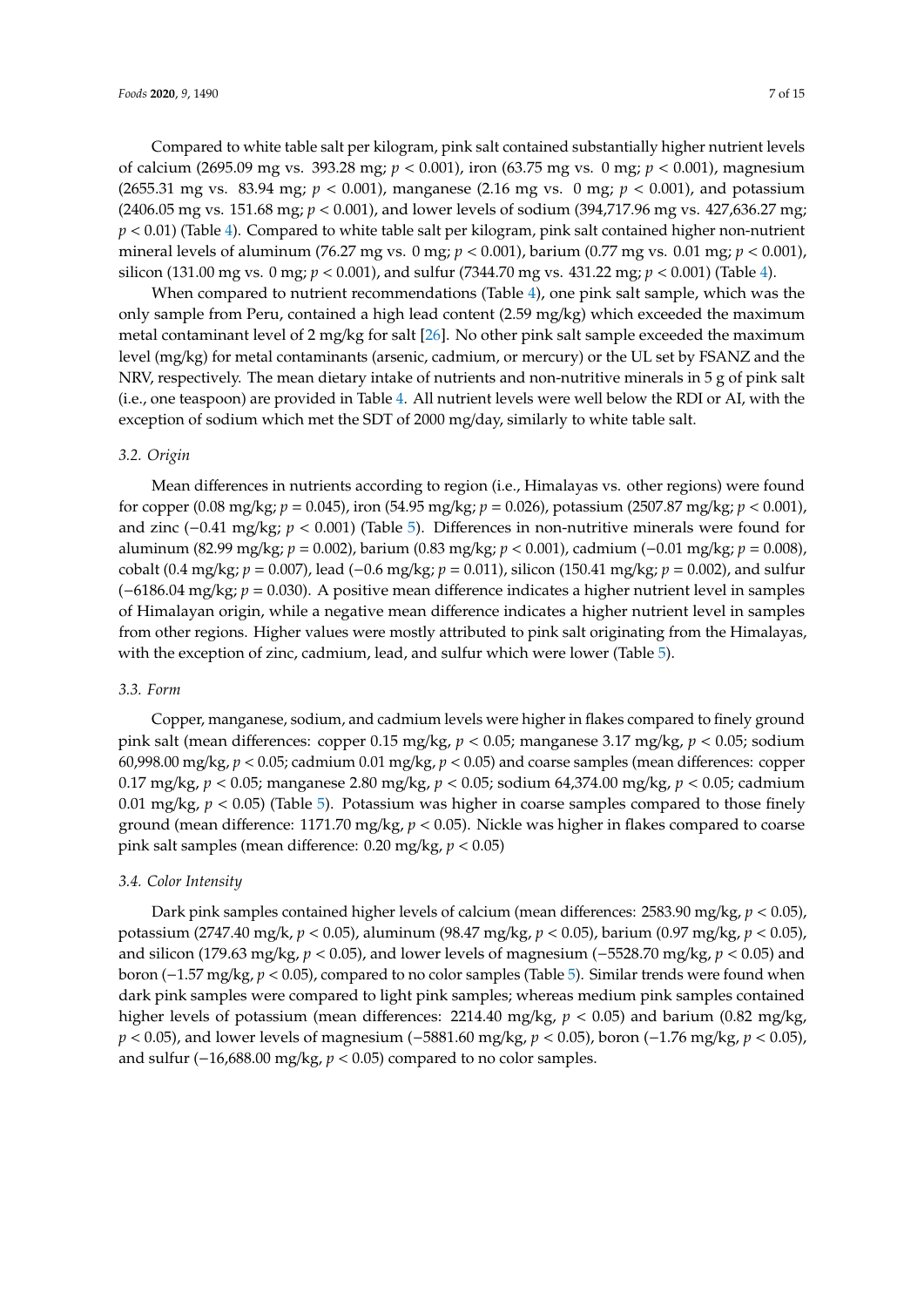Compared to white table salt per kilogram, pink salt contained substantially higher nutrient levels of calcium (2695.09 mg vs. 393.28 mg; $p < 0.001$), iron (63.75 mg vs. 0 mg; $p < 0.001$), magnesium (2655.31 mg vs. 83.94 mg; $p < 0.001$), manganese (2.16 mg vs. 0 mg; $p < 0.001$), and potassium (2406.05 mg vs. 151.68 mg; $p < 0.001$), and lower levels of sodium (394,717.96 mg vs. 427,636.27 mg; $p < 0.01$) (Table 4). Compared to white table salt per kilogram, pink salt contained higher non-nutrient mineral levels of aluminum (76.27 mg vs. 0 mg; $p < 0.001$), barium (0.77 mg vs. 0.01 mg; $p < 0.001$), silicon (131.00 mg vs. 0 mg; $p < 0.001$), and sulfur (7344.70 mg vs. 431.22 mg; $p < 0.001$) (Table 4).

When compared to nutrient recommendations (Table 4), one pink salt sample, which was the only sample from Peru, contained a high lead content (2.59 mg/kg) which exceeded the maximum metal contaminant level of 2 mg/kg for salt [26]. No other pink salt sample exceeded the maximum level (mg/kg) for metal contaminants (arsenic, cadmium, or mercury) or the UL set by FSANZ and the NRV, respectively. The mean dietary intake of nutrients and non-nutritive minerals in 5 g of pink salt (i.e., one teaspoon) are provided in Table 4. All nutrient levels were well below the RDI or AI, with the exception of sodium which met the SDT of 2000 mg/day, similarly to white table salt.

### 3.2. Origin

Mean differences in nutrients according to region (i.e., Himalayas vs. other regions) were found for copper (0.08 mg/kg; $p = 0.045$), iron (54.95 mg/kg; $p = 0.026$), potassium (2507.87 mg/kg; $p < 0.001$), and zinc (−0.41 mg/kg; $p < 0.001$) (Table 5). Differences in non-nutritive minerals were found for aluminum (82.99 mg/kg; $p = 0.002$), barium (0.83 mg/kg; $p < 0.001$), cadmium (−0.01 mg/kg; $p = 0.008$), cobalt (0.4 mg/kg; $p = 0.007$), lead (−0.6 mg/kg; $p = 0.011$), silicon (150.41 mg/kg; $p = 0.002$), and sulfur (−6186.04 mg/kg; $p = 0.030$). A positive mean difference indicates a higher nutrient level in samples of Himalayan origin, while a negative mean difference indicates a higher nutrient level in samples from other regions. Higher values were mostly attributed to pink salt originating from the Himalayas, with the exception of zinc, cadmium, lead, and sulfur which were lower (Table 5).

### 3.3. Form

Copper, manganese, sodium, and cadmium levels were higher in flakes compared to finely ground pink salt (mean differences: copper 0.15 mg/kg, $p < 0.05$; manganese 3.17 mg/kg, $p < 0.05$; sodium 60,998.00 mg/kg, $p < 0.05$; cadmium 0.01 mg/kg, $p < 0.05$) and coarse samples (mean differences: copper 0.17 mg/kg, $p < 0.05$; manganese 2.80 mg/kg, $p < 0.05$; sodium 64,374.00 mg/kg, $p < 0.05$; cadmium 0.01 mg/kg, $p < 0.05$) (Table 5). Potassium was higher in coarse samples compared to those finely ground (mean difference: 1171.70 mg/kg, $p < 0.05$). Nickle was higher in flakes compared to coarse pink salt samples (mean difference: 0.20 mg/kg, $p < 0.05$)

### 3.4. Color Intensity

Dark pink samples contained higher levels of calcium (mean differences: 2583.90 mg/kg, $p < 0.05$), potassium (2747.40 mg/k, $p < 0.05$), aluminum (98.47 mg/kg, $p < 0.05$), barium (0.97 mg/kg, $p < 0.05$), and silicon (179.63 mg/kg, $p < 0.05$), and lower levels of magnesium (−5528.70 mg/kg, $p < 0.05$) and boron (−1.57 mg/kg, $p < 0.05$), compared to no color samples (Table 5). Similar trends were found when dark pink samples were compared to light pink samples; whereas medium pink samples contained higher levels of potassium (mean differences: 2214.40 mg/kg, $p < 0.05$) and barium (0.82 mg/kg, $p < 0.05$), and lower levels of magnesium (−5881.60 mg/kg, $p < 0.05$), boron (−1.76 mg/kg, $p < 0.05$), and sulfur (−16,688.00 mg/kg, $p < 0.05$) compared to no color samples.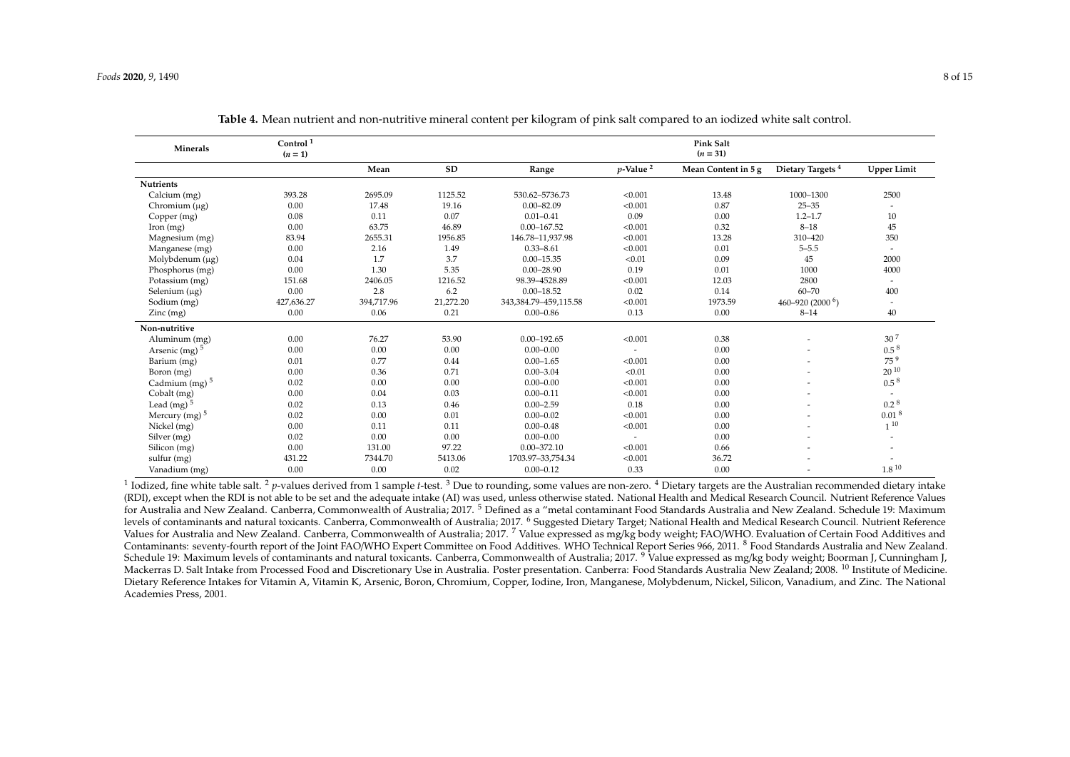**Table 4.** Mean nutrient and non-nutritive mineral content per kilogram of pink salt compared to an iodized white salt control.

| Minerals | Control [1] (n = 1) | Pink Salt (n = 31) | | | | | | |
|---|---|---|---|---|---|---|---|---|
| | | Mean | SD | Range | p-Value [2] | Mean Content in 5 g | Dietary Targets [4] | Upper Limit |
| **Nutrients** | | | | | | | | |
| Calcium (mg) | 393.28 | 2695.09 | 1125.52 | 530.62–5736.73 | <0.001 | 13.48 | 1000–1300 | 2500 |
| Chromium (μg) | 0.00 | 17.48 | 19.16 | 0.00–82.09 | <0.001 | 0.87 | 25–35 | - |
| Copper (mg) | 0.08 | 0.11 | 0.07 | 0.01–0.41 | 0.09 | 0.00 | 1.2–1.7 | 10 |
| Iron (mg) | 0.00 | 63.75 | 46.89 | 0.00–167.52 | <0.001 | 0.32 | 8–18 | 45 |
| Magnesium (mg) | 83.94 | 2655.31 | 1956.85 | 146.78–11,937.98 | <0.001 | 13.28 | 310–420 | 350 |
| Manganese (mg) | 0.00 | 2.16 | 1.49 | 0.33–8.61 | <0.001 | 0.01 | 5–5.5 | - |
| Molybdenum (μg) | 0.04 | 1.7 | 3.7 | 0.00–15.35 | <0.01 | 0.09 | 45 | 2000 |
| Phosphorus (mg) | 0.00 | 1.30 | 5.35 | 0.00–28.90 | 0.19 | 0.01 | 1000 | 4000 |
| Potassium (mg) | 151.68 | 2406.05 | 1216.52 | 98.39–4528.89 | <0.001 | 12.03 | 2800 | - |
| Selenium (μg) | 0.00 | 2.8 | 6.2 | 0.00–18.52 | 0.02 | 0.14 | 60–70 | 400 |
| Sodium (mg) | 427,636.27 | 394,717.96 | 21,272.20 | 343,384.79–459,115.58 | <0.001 | 1973.59 | 460–920 (2000 [6]) | - |
| Zinc (mg) | 0.00 | 0.06 | 0.21 | 0.00–0.86 | 0.13 | 0.00 | 8–14 | 40 |
| **Non-nutritive** | | | | | | | | |
| Aluminum (mg) | 0.00 | 76.27 | 53.90 | 0.00–192.65 | <0.001 | 0.38 | - | 30 [7] |
| Arsenic (mg) [5] | 0.00 | 0.00 | 0.00 | 0.00–0.00 | - | 0.00 | - | 0.5 [8] |
| Barium (mg) | 0.01 | 0.77 | 0.44 | 0.00–1.65 | <0.001 | 0.00 | - | 75 [9] |
| Boron (mg) | 0.00 | 0.36 | 0.71 | 0.00–3.04 | <0.01 | 0.00 | - | 20 [10] |
| Cadmium (mg) [5] | 0.02 | 0.00 | 0.00 | 0.00–0.00 | <0.001 | 0.00 | - | 0.5 [8] |
| Cobalt (mg) | 0.00 | 0.04 | 0.03 | 0.00–0.11 | <0.001 | 0.00 | - | - |
| Lead (mg) [5] | 0.02 | 0.13 | 0.46 | 0.00–2.59 | 0.18 | 0.00 | - | 0.2 [8] |
| Mercury (mg) [5] | 0.02 | 0.00 | 0.01 | 0.00–0.02 | <0.001 | 0.00 | - | 0.01 [8] |
| Nickel (mg) | 0.00 | 0.11 | 0.11 | 0.00–0.48 | <0.001 | 0.00 | - | 1 [10] |
| Silver (mg) | 0.02 | 0.00 | 0.00 | 0.00–0.00 | - | 0.00 | - | - |
| Silicon (mg) | 0.00 | 131.00 | 97.22 | 0.00–372.10 | <0.001 | 0.66 | - | - |
| sulfur (mg) | 431.22 | 7344.70 | 5413.06 | 1703.97–33,754.34 | <0.001 | 36.72 | - | - |
| Vanadium (mg) | 0.00 | 0.00 | 0.02 | 0.00–0.12 | 0.33 | 0.00 | - | 1.8 [10] |

[1] Iodized, fine white table salt. [2] p-values derived from 1 sample t-test. [3] Due to rounding, some values are non-zero. [4] Dietary targets are the Australian recommended dietary intake (RDI), except when the RDI is not able to be set and the adequate intake (AI) was used, unless otherwise stated. National Health and Medical Research Council. Nutrient Reference Values for Australia and New Zealand. Canberra, Commonwealth of Australia; 2017. [5] Defined as a "metal contaminant Food Standards Australia and New Zealand. Schedule 19: Maximum levels of contaminants and natural toxicants. Canberra, Commonwealth of Australia; 2017. [6] Suggested Dietary Target; National Health and Medical Research Council. Nutrient Reference Values for Australia and New Zealand. Canberra, Commonwealth of Australia; 2017. [7] Value expressed as mg/kg body weight; FAO/WHO. Evaluation of Certain Food Additives and Contaminants: seventy-fourth report of the Joint FAO/WHO Expert Committee on Food Additives. WHO Technical Report Series 966, 2011. [8] Food Standards Australia and New Zealand. Schedule 19: Maximum levels of contaminants and natural toxicants. Canberra, Commonwealth of Australia; 2017. [9] Value expressed as mg/kg body weight; Boorman J, Cunningham J, Mackerras D. Salt Intake from Processed Food and Discretionary Use in Australia. Poster presentation. Canberra: Food Standards Australia New Zealand; 2008. [10] Institute of Medicine. Dietary Reference Intakes for Vitamin A, Vitamin K, Arsenic, Boron, Chromium, Copper, Iodine, Iron, Manganese, Molybdenum, Nickel, Silicon, Vanadium, and Zinc. The National Academies Press, 2001.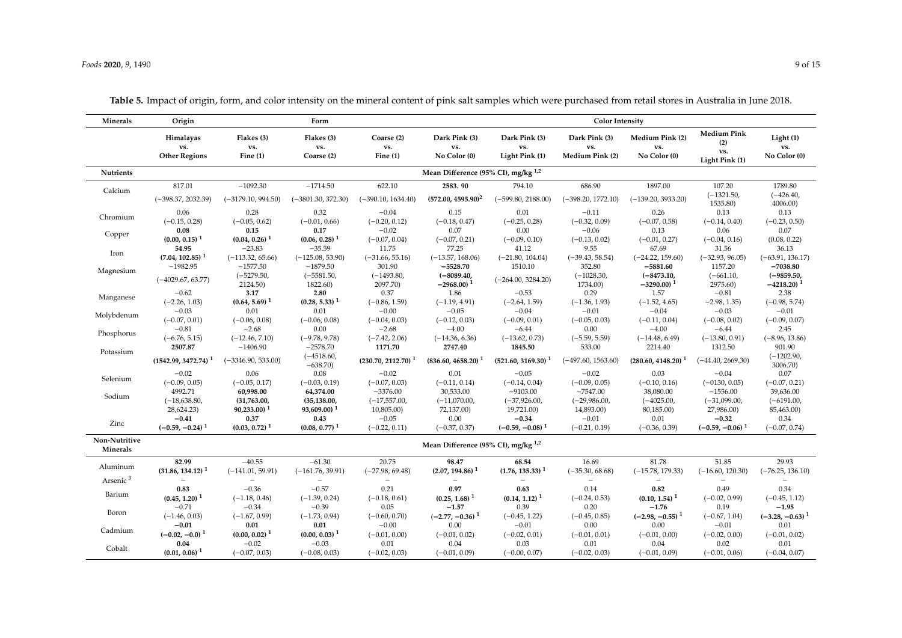**Table 5.** Impact of origin, form, and color intensity on the mineral content of pink salt samples which were purchased from retail stores in Australia in June 2018.

| Minerals | Origin | Form | | | Color Intensity | | | | | |
|---|---|---|---|---|---|---|---|---|---|---|
| | Himalayas vs. Other Regions | Flakes (3) vs. Fine (1) | Flakes (3) vs. Coarse (2) | Coarse (2) vs. Fine (1) | Dark Pink (3) vs. No Color (0) | Dark Pink (3) vs. Light Pink (1) | Dark Pink (3) vs. Medium Pink (2) | Medium Pink (2) vs. No Color (0) | Medium Pink (2) vs. Light Pink (1) | Light (1) vs. No Color (0) |
| **Nutrients** | Mean Difference (95% CI), mg/kg [1,2] | | | | | | | | | |
| Calcium | 817.01 (−398.37, 2032.39) | −1092.30 (−3179.10, 994.50) | −1714.50 (−3801.30, 372.30) | 622.10 (−390.10, 1634.40) | **2583. 90 (572.00, 4595.90)[2]** | 794.10 (−599.80, 2188.00) | 686.90 (−398.20, 1772.10) | 1897.00 (−139.20, 3933.20) | 107.20 (−1321.50, 1535.80) | 1789.80 (−426.40, 4006.00) |
| Chromium | 0.06 (−0.15, 0.28) | 0.28 (−0.05, 0.62) | 0.32 (−0.01, 0.66) | −0.04 (−0.20, 0.12) | 0.15 (−0.18, 0.47) | 0.01 (−0.25, 0.28) | −0.11 (−0.32, 0.09) | 0.26 (−0.07, 0.58) | 0.13 (−0.14, 0.40) | 0.13 (−0.23, 0.50) |
| Copper | **0.08 (0.00, 0.15) [1]** | **0.15 (0.04, 0.26) [1]** | **0.17 (0.06, 0.28) [1]** | −0.02 (−0.07, 0.04) | 0.07 (−0.07, 0.21) | 0.00 (−0.09, 0.10) | −0.06 (−0.13, 0.02) | 0.13 (−0.01, 0.27) | 0.06 (−0.04, 0.16) | 0.07 (0.08, 0.22) |
| Iron | **54.95 (7.04, 102.85) [1]** | −23.83 (−113.32, 65.66) | −35.59 (−125.08, 53.90) | 11.75 (−31.66, 55.16) | 77.25 (−13.57, 168.06) | 41.12 (−21.80, 104.04) | 9.55 (−39.43, 58.54) | 67.69 (−24.22, 159.60) | 31.56 (−32.93, 96.05) | 36.13 (−63.91, 136.17) |
| Magnesium | −1982.95 (−4029.67, 63.77) | −1577.50 (−5279.50, 2124.50) | −1879.50 (−5581.50, 1822.60) | 301.90 (−1493.80, 2097.70) | **−5528.70 (−8089.40, −2968.00) [1]** | 1510.10 (−264.00, 3284.20) | 352.80 (−1028.30, 1734.00) | **−5881.60 (−8473.10, −3290.00) [1]** | 1157.20 (−661.10, 2975.60) | **−7038.80 (−9859.50, −4218.20) [1]** |
| Manganese | −0.62 (−2.26, 1.03) | **3.17 (0.64, 5.69) [1]** | **2.80 (0.28, 5.33) [1]** | 0.37 (−0.86, 1.59) | 1.86 (−1.19, 4.91) | −0.53 (−2.64, 1.59) | 0.29 (−1.36, 1.93) | 1.57 (−1.52, 4.65) | −0.81 −2.98, 1.35) | 2.38 (−0.98, 5.74) |
| Molybdenum | −0.03 (−0.07, 0.01) | 0.01 (−0.06, 0.08) | 0.01 (−0.06, 0.08) | −0.00 (−0.04, 0.03) | −0.05 (−0.12, 0.03) | −0.04 (−0.09, 0.01) | −0.01 (−0.05, 0.03) | −0.04 (−0.11, 0.04) | −0.03 (−0.08, 0.02) | −0.01 (−0.09, 0.07) |
| Phosphorus | −0.81 (−6.76, 5.15) | −2.68 (−12.46, 7.10) | 0.00 (−9.78, 9.78) | −2.68 (−7.42, 2.06) | −4.00 (−14.36, 6.36) | −6.44 (−13.62, 0.73) | 0.00 (−5.59, 5.59) | −4.00 (−14.48, 6.49) | −6.44 (−13.80, 0.91) | 2.45 (−8.96, 13.86) |
| Potassium | **2507.87 (1542.99, 3472.74) [1]** | −1406.90 (−3346.90, 533.00) | −2578.70 (−4518.60, −638.70) | **1171.70 (230.70, 2112.70) [1]** | **2747.40 (836.60, 4658.20) [1]** | **1845.50 (521.60, 3169.30) [1]** | 533.00 (−497.60, 1563.60) | **2214.40 (280.60, 4148.20) [1]** | 1312.50 (−44.40, 2669.30) | 901.90 (−1202.90, 3006.70) |
| Selenium | −0.02 (−0.09, 0.05) | 0.06 (−0.05, 0.17) | 0.08 (−0.03, 0.19) | −0.02 (−0.07, 0.03) | 0.01 (−0.11, 0.14) | −0.05 (−0.14, 0.04) | −0.02 (−0.09, 0.05) | 0.03 (−0.10, 0.16) | −0.04 (−0130, 0.05) | 0.07 (−0.07, 0.21) |
| Sodium | 4992.71 (−18,638.80, 28,624.23) | **60,998.00 (31,763.00, 90,233.00) [1]** | **64,374.00 (35,138.00, 93,609.00) [1]** | −3376.00 (−17,557.00, 10,805.00) | 30,533.00 (−11,070.00, 72,137.00) | −9103.00 (−37,926.00, 19,721.00) | −7547.00 (−29,986.00, 14,893.00) | 38,080.00 (−4025.00, 80,185.00) | −1556.00 (−31,099.00, 27,986.00) | 39,636.00 (−6191.00, 85,463.00) |
| Zinc | **−0.41 (−0.59, −0.24) [1]** | **0.37 (0.03, 0.72) [1]** | **0.43 (0.08, 0.77) [1]** | −0.05 (−0.22, 0.11) | 0.00 (−0.37, 0.37) | **−0.34 (−0.59, −0.08) [1]** | −0.01 (−0.21, 0.19) | 0.01 (−0.36, 0.39) | **−0.32 (−0.59, −0.06) [1]** | 0.34 (−0.07, 0.74) |
| **Non-Nutritive Minerals** | Mean Difference (95% CI), mg/kg [1,2] | | | | | | | | | |
| Aluminum | **82.99 (31.86, 134.12) [1]** | −40.55 (−141.01, 59.91) | −61.30 (−161.76, 39.91) | 20.75 (−27.98, 69.48) | **98.47 (2.07, 194.86) [1]** | **68.54 (1.76, 135.33) [1]** | 16.69 (−35.30, 68.68) | 81.78 (−15.78, 179.33) | 51.85 (−16.60, 120.30) | 29.93 (−76.25, 136.10) |
| Arsenic [3] | – | – | – | – | – | – | – | – | – | – |
| Barium | **0.83 (0.45, 1.20) [1]** | −0.36 (−1.18, 0.46) | −0.57 (−1.39, 0.24) | 0.21 (−0.18, 0.61) | **0.97 (0.25, 1.68) [1]** | **0.63 (0.14, 1.12) [1]** | 0.14 (−0.24, 0.53) | **0.82 (0.10, 1.54) [1]** | 0.49 (−0.02, 0.99) | 0.34 (−0.45, 1.12) |
| Boron | −0.71 (−1.46, 0.03) | −0.34 (−1.67, 0.99) | −0.39 (−1.73, 0.94) | 0.05 (−0.60, 0.70) | **−1.57 (−2.77, −0.36) [1]** | 0.39 (−0.45, 1.22) | 0.20 (−0.45, 0.85) | **−1.76 (−2.98, −0.55) [1]** | 0.19 (−0.67, 1.04) | **−1.95 (−3.28, −0.63) [1]** |
| Cadmium | **−0.01 (−0.02, −0.0) [1]** | **0.01 (0.00, 0.02) [1]** | **0.01 (0.00, 0.03) [1]** | −0.00 (−0.01, 0.00) | 0.00 (−0.01, 0.02) | −0.01 (−0.02, 0.01) | 0.00 (−0.01, 0.01) | 0.00 (−0.01, 0.00) | −0.01 (−0.02, 0.00) | 0.01 (−0.01, 0.02) |
| Cobalt | **0.04 (0.01, 0.06) [1]** | −0.02 (−0.07, 0.03) | −0.03 (−0.08, 0.03) | 0.01 (−0.02, 0.03) | 0.04 (−0.01, 0.09) | 0.03 (−0.00, 0.07) | 0.01 (−0.02, 0.03) | 0.04 (−0.01, 0.09) | 0.02 (−0.01, 0.06) | 0.01 (−0.04, 0.07) |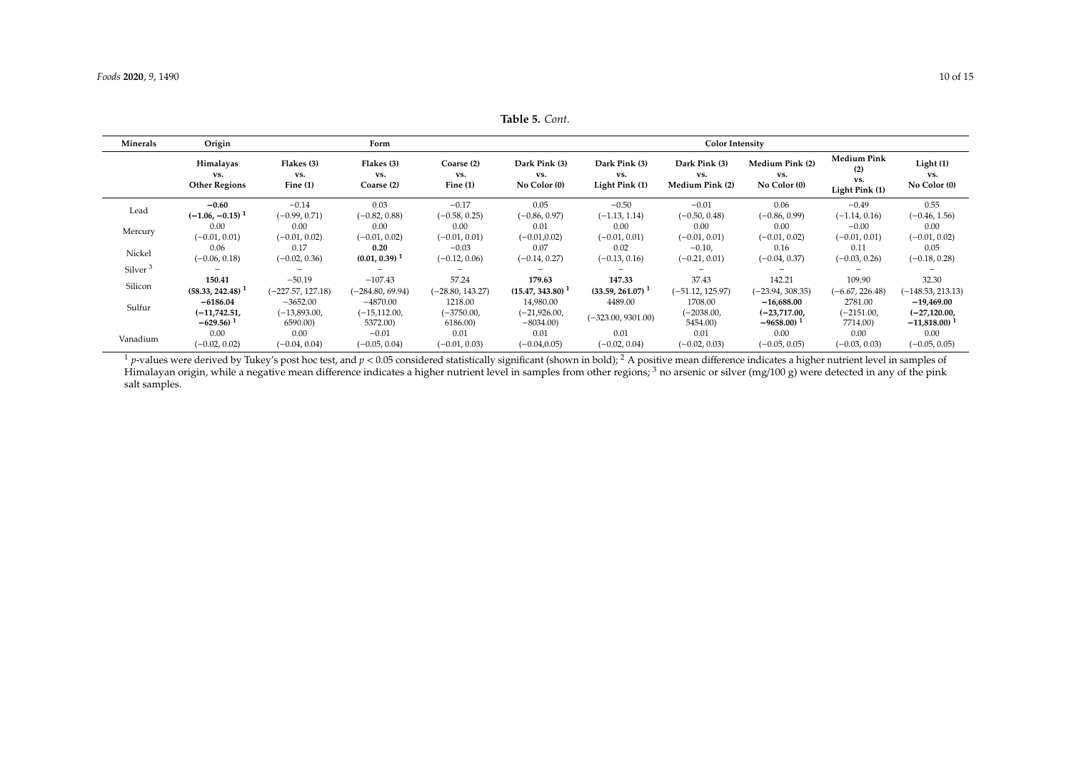**Table 5.** *Cont.*

| Minerals | Origin | Form | | | Color Intensity | | | | | |
|---|---|---|---|---|---|---|---|---|---|---|
| | **Himalayas vs. Other Regions** | **Flakes (3) vs. Fine (1)** | **Flakes (3) vs. Coarse (2)** | **Coarse (2) vs. Fine (1)** | **Dark Pink (3) vs. No Color (0)** | **Dark Pink (3) vs. Light Pink (1)** | **Dark Pink (3) vs. Medium Pink (2)** | **Medium Pink (2) vs. No Color (0)** | **Medium Pink (2) vs. Light Pink (1)** | **Light (1) vs. No Color (0)** |
| Lead | **−0.60 (−1.06, −0.15)** [1] | −0.14 (−0.99, 0.71) | 0.03 (−0.82, 0.88) | −0.17 (−0.58, 0.25) | 0.05 (−0.86, 0.97) | −0.50 (−1.13, 1.14) | −0.01 (−0.50, 0.48) | 0.06 (−0.86, 0.99) | −0.49 (−1.14, 0.16) | 0.55 (−0.46, 1.56) |
| Mercury | 0.00 (−0.01, 0.01) | 0.00 (−0.01, 0.02) | 0.00 (−0.01, 0.02) | 0.00 (−0.01, 0.01) | 0.01 (−0.01,0.02) | 0.00 (−0.01, 0.01) | 0.00 (−0.01, 0.01) | 0.00 (−0.01, 0.02) | −0.00 (−0.01, 0.01) | 0.00 (−0.01, 0.02) |
| Nickel | 0.06 (−0.06, 0.18) | 0.17 (−0.02, 0.36) | **0.20 (0.01, 0.39)** [1] | −0.03 (−0.12, 0.06) | 0.07 (−0.14, 0.27) | 0.02 (−0.13, 0.16) | −0.10, (−0.21, 0.01) | 0.16 (−0.04, 0.37) | 0.11 (−0.03, 0.26) | 0.05 (−0.18, 0.28) |
| Silver [3] | – | – | – | – | – | – | – | – | – | – |
| Silicon | **150.41 (58.33, 242.48)** [1] | −50.19 (−227.57, 127.18) | −107.43 (−284.80, 69.94) | 57.24 (−28.80, 143.27) | **179.63 (15.47, 343.80)** [1] | **147.33 (33.59, 261.07)** [1] | 37.43 (−51.12, 125.97) | 142.21 (−23.94, 308.35) | 109.90 (−6.67, 226.48) | 32.30 (−148.53, 213.13) |
| Sulfur | **−6186.04 (−11,742.51, −629.56)** [1] | −3652.00 (−13,893.00, 6590.00) | −4870.00 (−15,112.00, 5372.00) | 1218.00 (−3750.00, 6186.00) | 14,980.00 (−21,926.00, −8034.00) | 4489.00 (−323.00, 9301.00) | 1708.00 (−2038.00, 5454.00) | **−16,688.00 (−23,717.00, −9658.00)** [1] | 2781.00 (−2151.00, 7714.00) | **−19,469.00 (−27,120.00, −11,818.00)** [1] |
| Vanadium | 0.00 (−0.02, 0.02) | 0.00 (−0.04, 0.04) | −0.01 (−0.05, 0.04) | 0.01 (−0.01, 0.03) | 0.01 (−0.04,0.05) | 0.01 (−0.02, 0.04) | 0.01 (−0.02, 0.03) | 0.00 (−0.05, 0.05) | 0.00 (−0.03, 0.03) | 0.00 (−0.05, 0.05) |

[1] *p*-values were derived by Tukey's post hoc test, and $p < 0.05$ considered statistically significant (shown in bold); [2] A positive mean difference indicates a higher nutrient level in samples of Himalayan origin, while a negative mean difference indicates a higher nutrient level in samples from other regions; [3] no arsenic or silver (mg/100 g) were detected in any of the pink salt samples.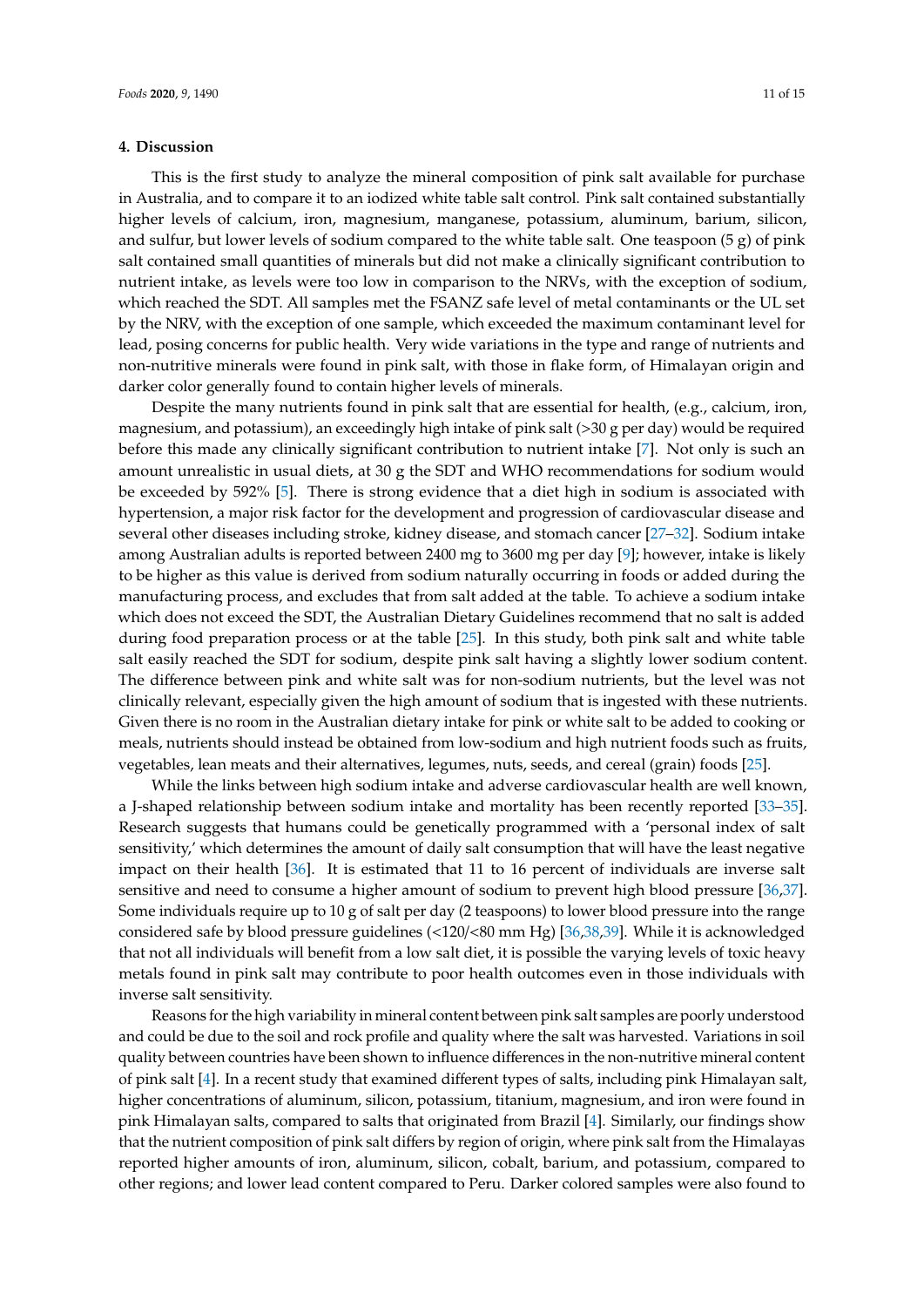## 4. Discussion

This is the first study to analyze the mineral composition of pink salt available for purchase in Australia, and to compare it to an iodized white table salt control. Pink salt contained substantially higher levels of calcium, iron, magnesium, manganese, potassium, aluminum, barium, silicon, and sulfur, but lower levels of sodium compared to the white table salt. One teaspoon (5 g) of pink salt contained small quantities of minerals but did not make a clinically significant contribution to nutrient intake, as levels were too low in comparison to the NRVs, with the exception of sodium, which reached the SDT. All samples met the FSANZ safe level of metal contaminants or the UL set by the NRV, with the exception of one sample, which exceeded the maximum contaminant level for lead, posing concerns for public health. Very wide variations in the type and range of nutrients and non-nutritive minerals were found in pink salt, with those in flake form, of Himalayan origin and darker color generally found to contain higher levels of minerals.

Despite the many nutrients found in pink salt that are essential for health, (e.g., calcium, iron, magnesium, and potassium), an exceedingly high intake of pink salt (>30 g per day) would be required before this made any clinically significant contribution to nutrient intake [7]. Not only is such an amount unrealistic in usual diets, at 30 g the SDT and WHO recommendations for sodium would be exceeded by 592% [5]. There is strong evidence that a diet high in sodium is associated with hypertension, a major risk factor for the development and progression of cardiovascular disease and several other diseases including stroke, kidney disease, and stomach cancer [27–32]. Sodium intake among Australian adults is reported between 2400 mg to 3600 mg per day [9]; however, intake is likely to be higher as this value is derived from sodium naturally occurring in foods or added during the manufacturing process, and excludes that from salt added at the table. To achieve a sodium intake which does not exceed the SDT, the Australian Dietary Guidelines recommend that no salt is added during food preparation process or at the table [25]. In this study, both pink salt and white table salt easily reached the SDT for sodium, despite pink salt having a slightly lower sodium content. The difference between pink and white salt was for non-sodium nutrients, but the level was not clinically relevant, especially given the high amount of sodium that is ingested with these nutrients. Given there is no room in the Australian dietary intake for pink or white salt to be added to cooking or meals, nutrients should instead be obtained from low-sodium and high nutrient foods such as fruits, vegetables, lean meats and their alternatives, legumes, nuts, seeds, and cereal (grain) foods [25].

While the links between high sodium intake and adverse cardiovascular health are well known, a J-shaped relationship between sodium intake and mortality has been recently reported [33–35]. Research suggests that humans could be genetically programmed with a 'personal index of salt sensitivity,' which determines the amount of daily salt consumption that will have the least negative impact on their health [36]. It is estimated that 11 to 16 percent of individuals are inverse salt sensitive and need to consume a higher amount of sodium to prevent high blood pressure [36,37]. Some individuals require up to 10 g of salt per day (2 teaspoons) to lower blood pressure into the range considered safe by blood pressure guidelines (<120/<80 mm Hg) [36,38,39]. While it is acknowledged that not all individuals will benefit from a low salt diet, it is possible the varying levels of toxic heavy metals found in pink salt may contribute to poor health outcomes even in those individuals with inverse salt sensitivity.

Reasons for the high variability in mineral content between pink salt samples are poorly understood and could be due to the soil and rock profile and quality where the salt was harvested. Variations in soil quality between countries have been shown to influence differences in the non-nutritive mineral content of pink salt [4]. In a recent study that examined different types of salts, including pink Himalayan salt, higher concentrations of aluminum, silicon, potassium, titanium, magnesium, and iron were found in pink Himalayan salts, compared to salts that originated from Brazil [4]. Similarly, our findings show that the nutrient composition of pink salt differs by region of origin, where pink salt from the Himalayas reported higher amounts of iron, aluminum, silicon, cobalt, barium, and potassium, compared to other regions; and lower lead content compared to Peru. Darker colored samples were also found to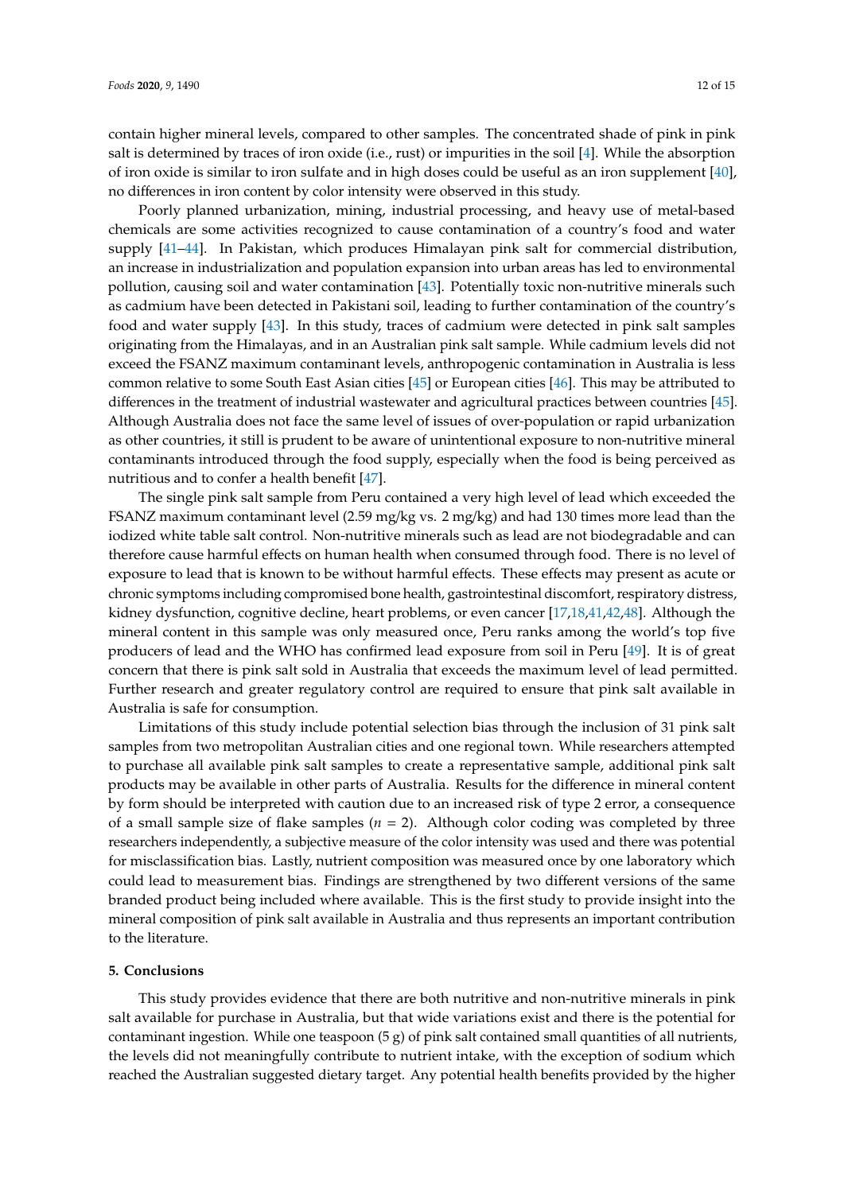contain higher mineral levels, compared to other samples. The concentrated shade of pink in pink salt is determined by traces of iron oxide (i.e., rust) or impurities in the soil [4]. While the absorption of iron oxide is similar to iron sulfate and in high doses could be useful as an iron supplement [40], no differences in iron content by color intensity were observed in this study.

Poorly planned urbanization, mining, industrial processing, and heavy use of metal-based chemicals are some activities recognized to cause contamination of a country's food and water supply [41–44]. In Pakistan, which produces Himalayan pink salt for commercial distribution, an increase in industrialization and population expansion into urban areas has led to environmental pollution, causing soil and water contamination [43]. Potentially toxic non-nutritive minerals such as cadmium have been detected in Pakistani soil, leading to further contamination of the country's food and water supply [43]. In this study, traces of cadmium were detected in pink salt samples originating from the Himalayas, and in an Australian pink salt sample. While cadmium levels did not exceed the FSANZ maximum contaminant levels, anthropogenic contamination in Australia is less common relative to some South East Asian cities [45] or European cities [46]. This may be attributed to differences in the treatment of industrial wastewater and agricultural practices between countries [45]. Although Australia does not face the same level of issues of over-population or rapid urbanization as other countries, it still is prudent to be aware of unintentional exposure to non-nutritive mineral contaminants introduced through the food supply, especially when the food is being perceived as nutritious and to confer a health benefit [47].

The single pink salt sample from Peru contained a very high level of lead which exceeded the FSANZ maximum contaminant level (2.59 mg/kg vs. 2 mg/kg) and had 130 times more lead than the iodized white table salt control. Non-nutritive minerals such as lead are not biodegradable and can therefore cause harmful effects on human health when consumed through food. There is no level of exposure to lead that is known to be without harmful effects. These effects may present as acute or chronic symptoms including compromised bone health, gastrointestinal discomfort, respiratory distress, kidney dysfunction, cognitive decline, heart problems, or even cancer [17,18,41,42,48]. Although the mineral content in this sample was only measured once, Peru ranks among the world's top five producers of lead and the WHO has confirmed lead exposure from soil in Peru [49]. It is of great concern that there is pink salt sold in Australia that exceeds the maximum level of lead permitted. Further research and greater regulatory control are required to ensure that pink salt available in Australia is safe for consumption.

Limitations of this study include potential selection bias through the inclusion of 31 pink salt samples from two metropolitan Australian cities and one regional town. While researchers attempted to purchase all available pink salt samples to create a representative sample, additional pink salt products may be available in other parts of Australia. Results for the difference in mineral content by form should be interpreted with caution due to an increased risk of type 2 error, a consequence of a small sample size of flake samples ($n$ = 2). Although color coding was completed by three researchers independently, a subjective measure of the color intensity was used and there was potential for misclassification bias. Lastly, nutrient composition was measured once by one laboratory which could lead to measurement bias. Findings are strengthened by two different versions of the same branded product being included where available. This is the first study to provide insight into the mineral composition of pink salt available in Australia and thus represents an important contribution to the literature.

## 5. Conclusions

This study provides evidence that there are both nutritive and non-nutritive minerals in pink salt available for purchase in Australia, but that wide variations exist and there is the potential for contaminant ingestion. While one teaspoon (5 g) of pink salt contained small quantities of all nutrients, the levels did not meaningfully contribute to nutrient intake, with the exception of sodium which reached the Australian suggested dietary target. Any potential health benefits provided by the higher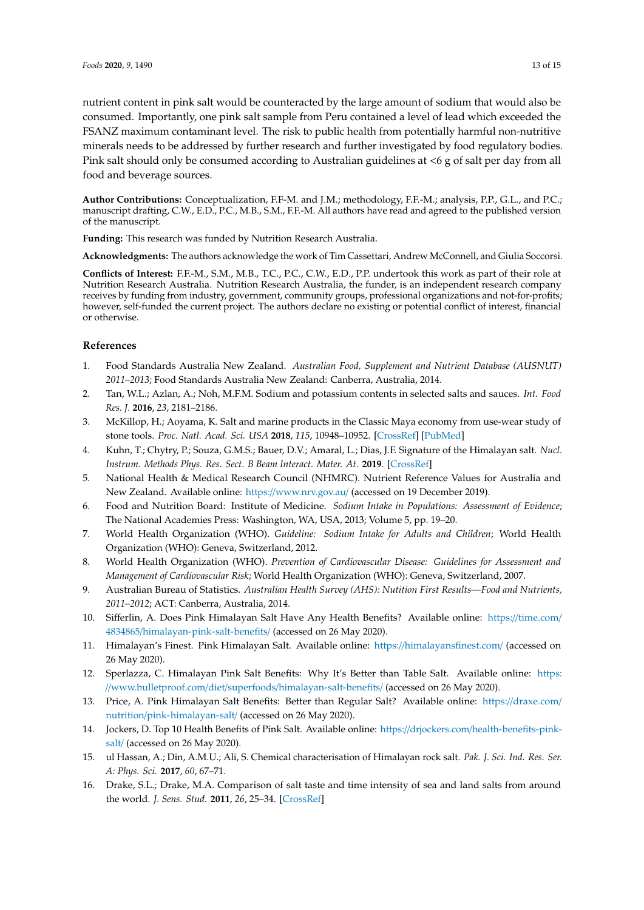nutrient content in pink salt would be counteracted by the large amount of sodium that would also be consumed. Importantly, one pink salt sample from Peru contained a level of lead which exceeded the FSANZ maximum contaminant level. The risk to public health from potentially harmful non-nutritive minerals needs to be addressed by further research and further investigated by food regulatory bodies. Pink salt should only be consumed according to Australian guidelines at <6 g of salt per day from all food and beverage sources.

**Author Contributions:** Conceptualization, F.F-M. and J.M.; methodology, F.F.-M.; analysis, P.P., G.L., and P.C.; manuscript drafting, C.W., E.D., P.C., M.B., S.M., F.F.-M. All authors have read and agreed to the published version of the manuscript.

**Funding:** This research was funded by Nutrition Research Australia.

**Acknowledgments:** The authors acknowledge the work of Tim Cassettari, Andrew McConnell, and Giulia Soccorsi.

**Conflicts of Interest:** F.F.-M., S.M., M.B., T.C., P.C., C.W., E.D., P.P. undertook this work as part of their role at Nutrition Research Australia. Nutrition Research Australia, the funder, is an independent research company receives by funding from industry, government, community groups, professional organizations and not-for-profits; however, self-funded the current project. The authors declare no existing or potential conflict of interest, financial or otherwise.

## References

1. Food Standards Australia New Zealand. *Australian Food, Supplement and Nutrient Database (AUSNUT) 2011–2013*; Food Standards Australia New Zealand: Canberra, Australia, 2014.
2. Tan, W.L.; Azlan, A.; Noh, M.F.M. Sodium and potassium contents in selected salts and sauces. *Int. Food Res. J.* **2016**, *23*, 2181–2186.
3. McKillop, H.; Aoyama, K. Salt and marine products in the Classic Maya economy from use-wear study of stone tools. *Proc. Natl. Acad. Sci. USA* **2018**, *115*, 10948–10952. [CrossRef] [PubMed]
4. Kuhn, T.; Chytry, P.; Souza, G.M.S.; Bauer, D.V.; Amaral, L.; Dias, J.F. Signature of the Himalayan salt. *Nucl. Instrum. Methods Phys. Res. Sect. B Beam Interact. Mater. At.* **2019**. [CrossRef]
5. National Health & Medical Research Council (NHMRC). Nutrient Reference Values for Australia and New Zealand. Available online: https://www.nrv.gov.au/ (accessed on 19 December 2019).
6. Food and Nutrition Board: Institute of Medicine. *Sodium Intake in Populations: Assessment of Evidence*; The National Academies Press: Washington, WA, USA, 2013; Volume 5, pp. 19–20.
7. World Health Organization (WHO). *Guideline: Sodium Intake for Adults and Children*; World Health Organization (WHO): Geneva, Switzerland, 2012.
8. World Health Organization (WHO). *Prevention of Cardiovascular Disease: Guidelines for Assessment and Management of Cardiovascular Risk*; World Health Organization (WHO): Geneva, Switzerland, 2007.
9. Australian Bureau of Statistics. *Australian Health Survey (AHS): Nutrition First Results—Food and Nutrients, 2011–2012*; ACT: Canberra, Australia, 2014.
10. Sifferlin, A. Does Pink Himalayan Salt Have Any Health Benefits? Available online: https://time.com/4834865/himalayan-pink-salt-benefits/ (accessed on 26 May 2020).
11. Himalayan's Finest. Pink Himalayan Salt. Available online: https://himalayansfinest.com/ (accessed on 26 May 2020).
12. Sperlazza, C. Himalayan Pink Salt Benefits: Why It's Better than Table Salt. Available online: https://www.bulletproof.com/diet/superfoods/himalayan-salt-benefits/ (accessed on 26 May 2020).
13. Price, A. Pink Himalayan Salt Benefits: Better than Regular Salt? Available online: https://draxe.com/nutrition/pink-himalayan-salt/ (accessed on 26 May 2020).
14. Jockers, D. Top 10 Health Benefits of Pink Salt. Available online: https://drjockers.com/health-benefits-pink-salt/ (accessed on 26 May 2020).
15. ul Hassan, A.; Din, A.M.U.; Ali, S. Chemical characterisation of Himalayan rock salt. *Pak. J. Sci. Ind. Res. Ser. A: Phys. Sci.* **2017**, *60*, 67–71.
16. Drake, S.L.; Drake, M.A. Comparison of salt taste and time intensity of sea and land salts from around the world. *J. Sens. Stud.* **2011**, *26*, 25–34. [CrossRef]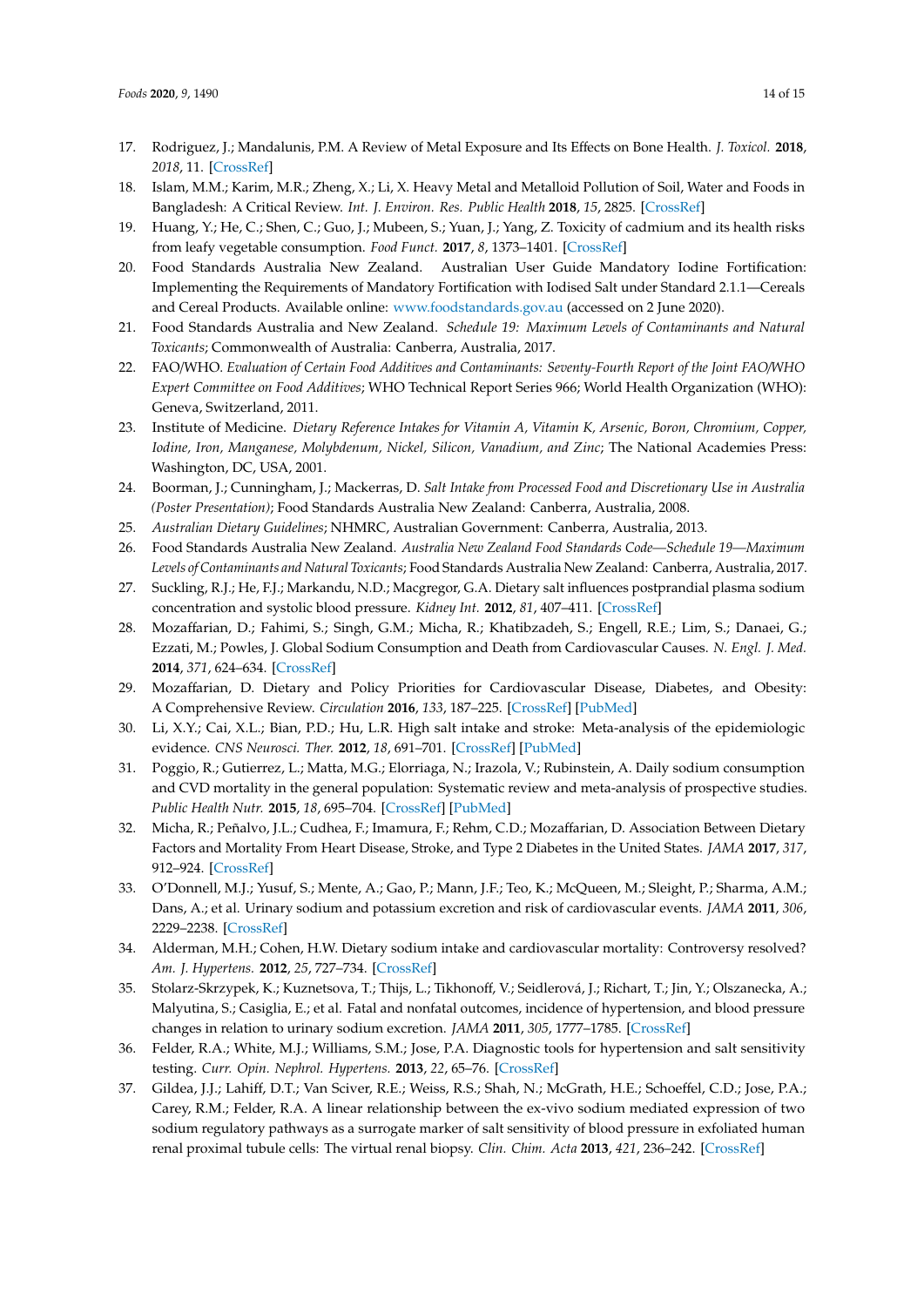17. Rodriguez, J.; Mandalunis, P.M. A Review of Metal Exposure and Its Effects on Bone Health. *J. Toxicol.* **2018**, *2018*, 11. [CrossRef]
18. Islam, M.M.; Karim, M.R.; Zheng, X.; Li, X. Heavy Metal and Metalloid Pollution of Soil, Water and Foods in Bangladesh: A Critical Review. *Int. J. Environ. Res. Public Health* **2018**, *15*, 2825. [CrossRef]
19. Huang, Y.; He, C.; Shen, C.; Guo, J.; Mubeen, S.; Yuan, J.; Yang, Z. Toxicity of cadmium and its health risks from leafy vegetable consumption. *Food Funct.* **2017**, *8*, 1373–1401. [CrossRef]
20. Food Standards Australia New Zealand. Australian User Guide Mandatory Iodine Fortification: Implementing the Requirements of Mandatory Fortification with Iodised Salt under Standard 2.1.1—Cereals and Cereal Products. Available online: www.foodstandards.gov.au (accessed on 2 June 2020).
21. Food Standards Australia and New Zealand. *Schedule 19: Maximum Levels of Contaminants and Natural Toxicants*; Commonwealth of Australia: Canberra, Australia, 2017.
22. FAO/WHO. *Evaluation of Certain Food Additives and Contaminants: Seventy-Fourth Report of the Joint FAO/WHO Expert Committee on Food Additives*; WHO Technical Report Series 966; World Health Organization (WHO): Geneva, Switzerland, 2011.
23. Institute of Medicine. *Dietary Reference Intakes for Vitamin A, Vitamin K, Arsenic, Boron, Chromium, Copper, Iodine, Iron, Manganese, Molybdenum, Nickel, Silicon, Vanadium, and Zinc*; The National Academies Press: Washington, DC, USA, 2001.
24. Boorman, J.; Cunningham, J.; Mackerras, D. *Salt Intake from Processed Food and Discretionary Use in Australia (Poster Presentation)*; Food Standards Australia New Zealand: Canberra, Australia, 2008.
25. *Australian Dietary Guidelines*; NHMRC, Australian Government: Canberra, Australia, 2013.
26. Food Standards Australia New Zealand. *Australia New Zealand Food Standards Code—Schedule 19—Maximum Levels of Contaminants and Natural Toxicants*; Food Standards Australia New Zealand: Canberra, Australia, 2017.
27. Suckling, R.J.; He, F.J.; Markandu, N.D.; Macgregor, G.A. Dietary salt influences postprandial plasma sodium concentration and systolic blood pressure. *Kidney Int.* **2012**, *81*, 407–411. [CrossRef]
28. Mozaffarian, D.; Fahimi, S.; Singh, G.M.; Micha, R.; Khatibzadeh, S.; Engell, R.E.; Lim, S.; Danaei, G.; Ezzati, M.; Powles, J. Global Sodium Consumption and Death from Cardiovascular Causes. *N. Engl. J. Med.* **2014**, *371*, 624–634. [CrossRef]
29. Mozaffarian, D. Dietary and Policy Priorities for Cardiovascular Disease, Diabetes, and Obesity: A Comprehensive Review. *Circulation* **2016**, *133*, 187–225. [CrossRef] [PubMed]
30. Li, X.Y.; Cai, X.L.; Bian, P.D.; Hu, L.R. High salt intake and stroke: Meta-analysis of the epidemiologic evidence. *CNS Neurosci. Ther.* **2012**, *18*, 691–701. [CrossRef] [PubMed]
31. Poggio, R.; Gutierrez, L.; Matta, M.G.; Elorriaga, N.; Irazola, V.; Rubinstein, A. Daily sodium consumption and CVD mortality in the general population: Systematic review and meta-analysis of prospective studies. *Public Health Nutr.* **2015**, *18*, 695–704. [CrossRef] [PubMed]
32. Micha, R.; Peñalvo, J.L.; Cudhea, F.; Imamura, F.; Rehm, C.D.; Mozaffarian, D. Association Between Dietary Factors and Mortality From Heart Disease, Stroke, and Type 2 Diabetes in the United States. *JAMA* **2017**, *317*, 912–924. [CrossRef]
33. O'Donnell, M.J.; Yusuf, S.; Mente, A.; Gao, P.; Mann, J.F.; Teo, K.; McQueen, M.; Sleight, P.; Sharma, A.M.; Dans, A.; et al. Urinary sodium and potassium excretion and risk of cardiovascular events. *JAMA* **2011**, *306*, 2229–2238. [CrossRef]
34. Alderman, M.H.; Cohen, H.W. Dietary sodium intake and cardiovascular mortality: Controversy resolved? *Am. J. Hypertens.* **2012**, *25*, 727–734. [CrossRef]
35. Stolarz-Skrzypek, K.; Kuznetsova, T.; Thijs, L.; Tikhonoff, V.; Seidlerová, J.; Richart, T.; Jin, Y.; Olszanecka, A.; Malyutina, S.; Casiglia, E.; et al. Fatal and nonfatal outcomes, incidence of hypertension, and blood pressure changes in relation to urinary sodium excretion. *JAMA* **2011**, *305*, 1777–1785. [CrossRef]
36. Felder, R.A.; White, M.J.; Williams, S.M.; Jose, P.A. Diagnostic tools for hypertension and salt sensitivity testing. *Curr. Opin. Nephrol. Hypertens.* **2013**, *22*, 65–76. [CrossRef]
37. Gildea, J.J.; Lahiff, D.T.; Van Sciver, R.E.; Weiss, R.S.; Shah, N.; McGrath, H.E.; Schoeffel, C.D.; Jose, P.A.; Carey, R.M.; Felder, R.A. A linear relationship between the ex-vivo sodium mediated expression of two sodium regulatory pathways as a surrogate marker of salt sensitivity of blood pressure in exfoliated human renal proximal tubule cells: The virtual renal biopsy. *Clin. Chim. Acta* **2013**, *421*, 236–242. [CrossRef]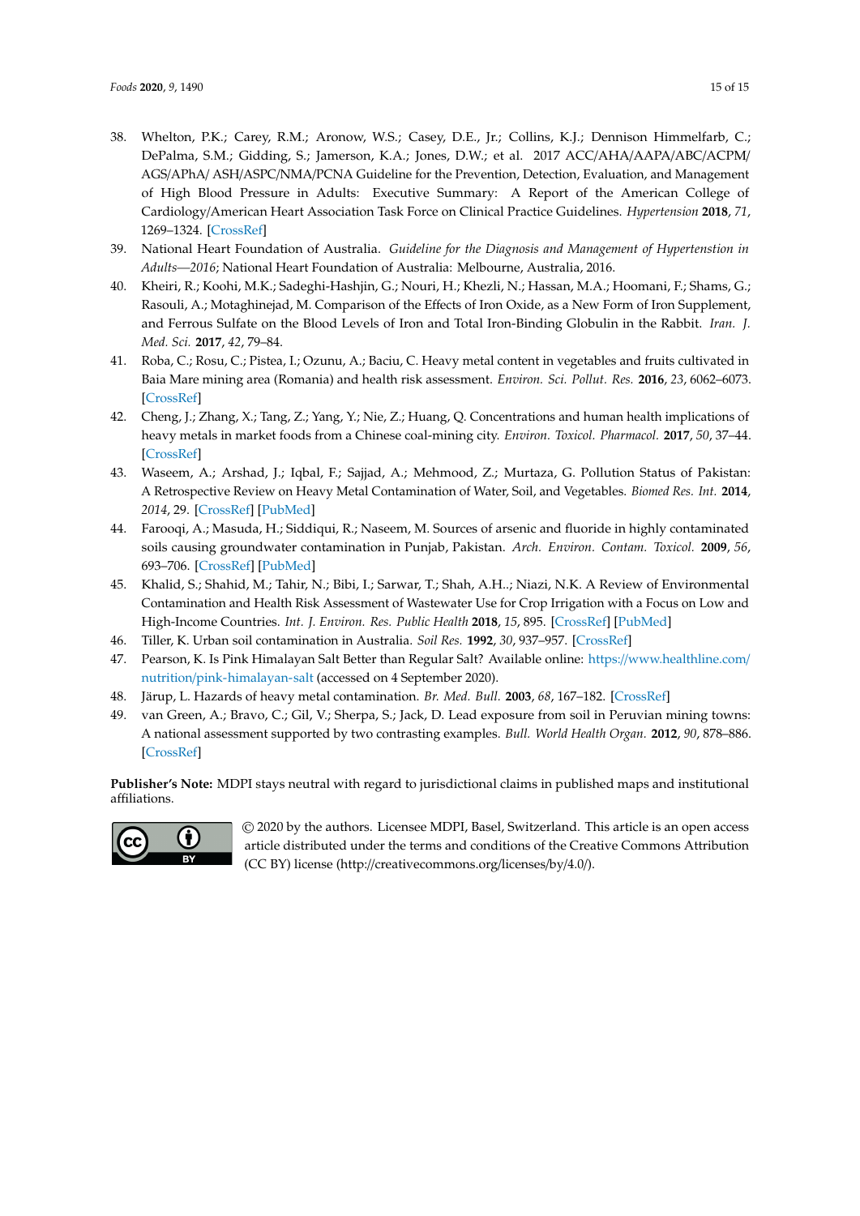38. Whelton, P.K.; Carey, R.M.; Aronow, W.S.; Casey, D.E., Jr.; Collins, K.J.; Dennison Himmelfarb, C.; DePalma, S.M.; Gidding, S.; Jamerson, K.A.; Jones, D.W.; et al. 2017 ACC/AHA/AAPA/ABC/ACPM/AGS/APhA/ ASH/ASPC/NMA/PCNA Guideline for the Prevention, Detection, Evaluation, and Management of High Blood Pressure in Adults: Executive Summary: A Report of the American College of Cardiology/American Heart Association Task Force on Clinical Practice Guidelines. *Hypertension* **2018**, *71*, 1269–1324. [CrossRef]
39. National Heart Foundation of Australia. *Guideline for the Diagnosis and Management of Hypertension in Adults—2016*; National Heart Foundation of Australia: Melbourne, Australia, 2016.
40. Kheiri, R.; Koohi, M.K.; Sadeghi-Hashjin, G.; Nouri, H.; Khezli, N.; Hassan, M.A.; Hoomani, F.; Shams, G.; Rasouli, A.; Motaghinejad, M. Comparison of the Effects of Iron Oxide, as a New Form of Iron Supplement, and Ferrous Sulfate on the Blood Levels of Iron and Total Iron-Binding Globulin in the Rabbit. *Iran. J. Med. Sci.* **2017**, *42*, 79–84.
41. Roba, C.; Rosu, C.; Pistea, I.; Ozunu, A.; Baciu, C. Heavy metal content in vegetables and fruits cultivated in Baia Mare mining area (Romania) and health risk assessment. *Environ. Sci. Pollut. Res.* **2016**, *23*, 6062–6073. [CrossRef]
42. Cheng, J.; Zhang, X.; Tang, Z.; Yang, Y.; Nie, Z.; Huang, Q. Concentrations and human health implications of heavy metals in market foods from a Chinese coal-mining city. *Environ. Toxicol. Pharmacol.* **2017**, *50*, 37–44. [CrossRef]
43. Waseem, A.; Arshad, J.; Iqbal, F.; Sajjad, A.; Mehmood, Z.; Murtaza, G. Pollution Status of Pakistan: A Retrospective Review on Heavy Metal Contamination of Water, Soil, and Vegetables. *Biomed Res. Int.* **2014**, *2014*, 29. [CrossRef] [PubMed]
44. Farooqi, A.; Masuda, H.; Siddiqui, R.; Naseem, M. Sources of arsenic and fluoride in highly contaminated soils causing groundwater contamination in Punjab, Pakistan. *Arch. Environ. Contam. Toxicol.* **2009**, *56*, 693–706. [CrossRef] [PubMed]
45. Khalid, S.; Shahid, M.; Tahir, N.; Bibi, I.; Sarwar, T.; Shah, A.H..; Niazi, N.K. A Review of Environmental Contamination and Health Risk Assessment of Wastewater Use for Crop Irrigation with a Focus on Low and High-Income Countries. *Int. J. Environ. Res. Public Health* **2018**, *15*, 895. [CrossRef] [PubMed]
46. Tiller, K. Urban soil contamination in Australia. *Soil Res.* **1992**, *30*, 937–957. [CrossRef]
47. Pearson, K. Is Pink Himalayan Salt Better than Regular Salt? Available online: https://www.healthline.com/nutrition/pink-himalayan-salt (accessed on 4 September 2020).
48. Järup, L. Hazards of heavy metal contamination. *Br. Med. Bull.* **2003**, *68*, 167–182. [CrossRef]
49. van Green, A.; Bravo, C.; Gil, V.; Sherpa, S.; Jack, D. Lead exposure from soil in Peruvian mining towns: A national assessment supported by two contrasting examples. *Bull. World Health Organ.* **2012**, *90*, 878–886. [CrossRef]

**Publisher's Note:** MDPI stays neutral with regard to jurisdictional claims in published maps and institutional affiliations.

© 2020 by the authors. Licensee MDPI, Basel, Switzerland. This article is an open access article distributed under the terms and conditions of the Creative Commons Attribution (CC BY) license (http://creativecommons.org/licenses/by/4.0/).